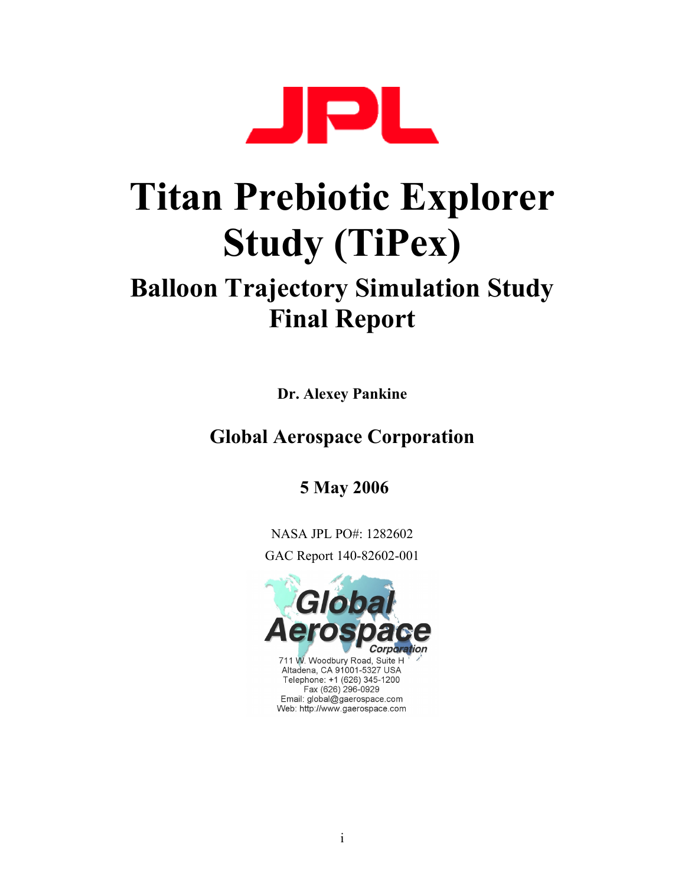JPL

# Titan Prebiotic Explorer Study (TiPex)

## Balloon Trajectory Simulation Study Final Report

**Dr. Alexey Pankine**

**Global Aerospace Corporation**

**5 May 2006**

NASA JPL PO#: 1282602

GAC Report 140-82602-001

Global Aerospace Corporation

711 W. Woodbury Road, Suite H
Altadena, CA 91001-5327 USA
Telephone: +1 (626) 345-1200
Fax (626) 296-0929
Email: global@gaerospace.com
Web: http://www.gaerospace.com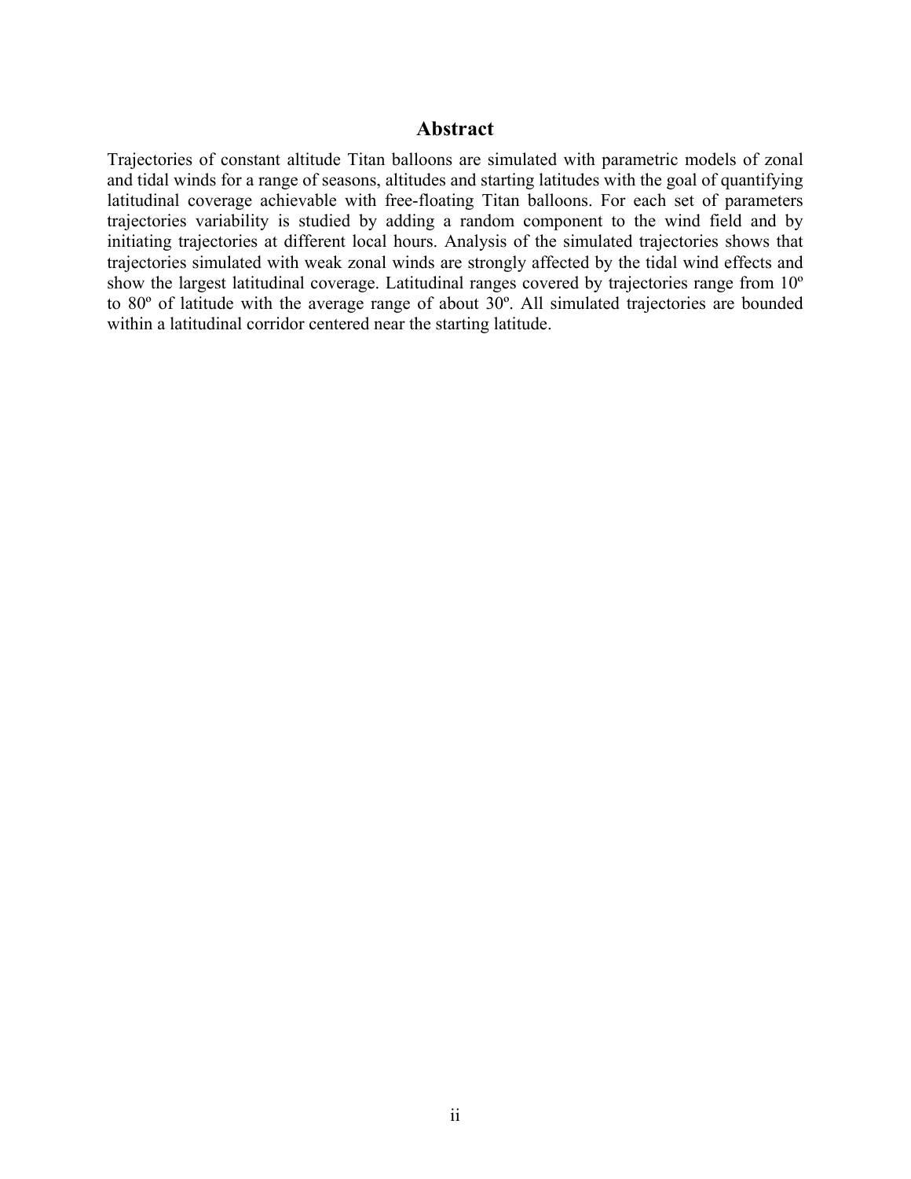# Abstract

Trajectories of constant altitude Titan balloons are simulated with parametric models of zonal and tidal winds for a range of seasons, altitudes and starting latitudes with the goal of quantifying latitudinal coverage achievable with free-floating Titan balloons. For each set of parameters trajectories variability is studied by adding a random component to the wind field and by initiating trajectories at different local hours. Analysis of the simulated trajectories shows that trajectories simulated with weak zonal winds are strongly affected by the tidal wind effects and show the largest latitudinal coverage. Latitudinal ranges covered by trajectories range from 10º to 80º of latitude with the average range of about 30º. All simulated trajectories are bounded within a latitudinal corridor centered near the starting latitude.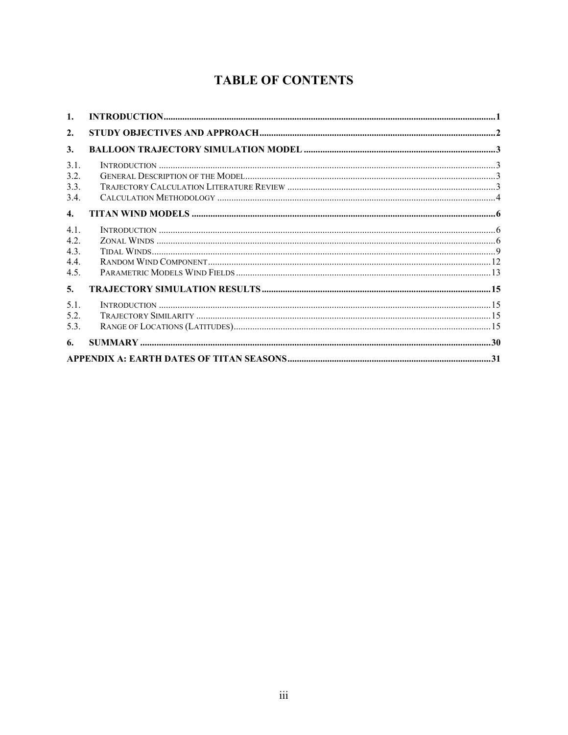# TABLE OF CONTENTS

| | | |
|---|---|---|
| **1.** | **INTRODUCTION** | **1** |
| **2.** | **STUDY OBJECTIVES AND APPROACH** | **2** |
| **3.** | **BALLOON TRAJECTORY SIMULATION MODEL** | **3** |
| 3.1. | Introduction | 3 |
| 3.2. | General Description of the Model | 3 |
| 3.3. | Trajectory Calculation Literature Review | 3 |
| 3.4. | Calculation Methodology | 4 |
| **4.** | **TITAN WIND MODELS** | **6** |
| 4.1. | Introduction | 6 |
| 4.2. | Zonal Winds | 6 |
| 4.3. | Tidal Winds | 9 |
| 4.4. | Random Wind Component | 12 |
| 4.5. | Parametric Models Wind Fields | 13 |
| **5.** | **TRAJECTORY SIMULATION RESULTS** | **15** |
| 5.1. | Introduction | 15 |
| 5.2. | Trajectory Similarity | 15 |
| 5.3. | Range of Locations (Latitudes) | 15 |
| **6.** | **SUMMARY** | **30** |
| | **APPENDIX A: EARTH DATES OF TITAN SEASONS** | **31** |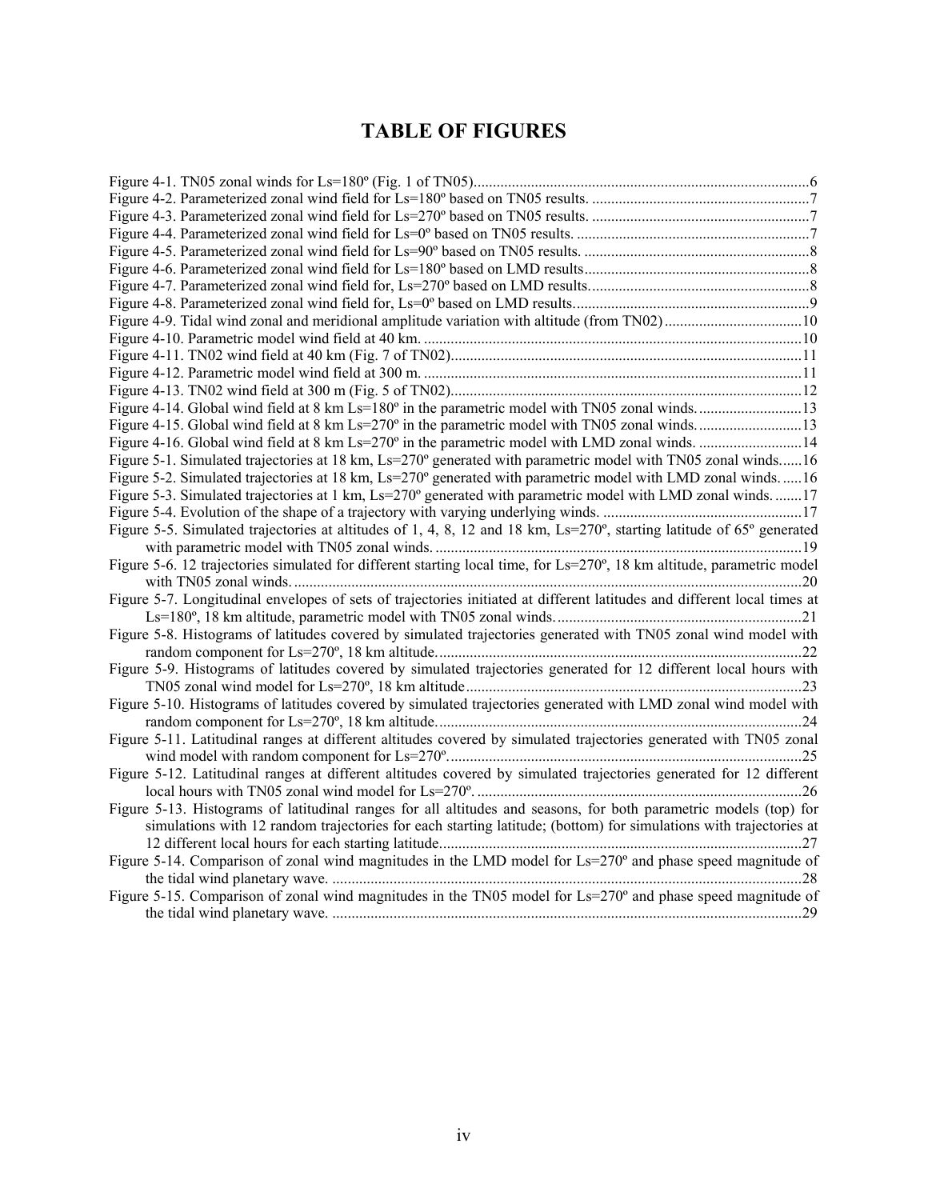# TABLE OF FIGURES

Figure 4-1. TN05 zonal winds for Ls=180º (Fig. 1 of TN05)........................................................................................6
Figure 4-2. Parameterized zonal wind field for Ls=180º based on TN05 results. .........................................................7
Figure 4-3. Parameterized zonal wind field for Ls=270º based on TN05 results. .........................................................7
Figure 4-4. Parameterized zonal wind field for Ls=0º based on TN05 results. ............................................................7
Figure 4-5. Parameterized zonal wind field for Ls=90º based on TN05 results. ...........................................................8
Figure 4-6. Parameterized zonal wind field for Ls=180º based on LMD results...........................................................8
Figure 4-7. Parameterized zonal wind field for, Ls=270º based on LMD results..........................................................8
Figure 4-8. Parameterized zonal wind field for, Ls=0º based on LMD results..............................................................9
Figure 4-9. Tidal wind zonal and meridional amplitude variation with altitude (from TN02)....................................10
Figure 4-10. Parametric model wind field at 40 km. ..................................................................................................10
Figure 4-11. TN02 wind field at 40 km (Fig. 7 of TN02)...........................................................................................11
Figure 4-12. Parametric model wind field at 300 m. ..................................................................................................11
Figure 4-13. TN02 wind field at 300 m (Fig. 5 of TN02)...........................................................................................12
Figure 4-14. Global wind field at 8 km Ls=180º in the parametric model with TN05 zonal winds............................13
Figure 4-15. Global wind field at 8 km Ls=270º in the parametric model with TN05 zonal winds............................13
Figure 4-16. Global wind field at 8 km Ls=270º in the parametric model with LMD zonal winds. ...........................14
Figure 5-1. Simulated trajectories at 18 km, Ls=270º generated with parametric model with TN05 zonal winds......16
Figure 5-2. Simulated trajectories at 18 km, Ls=270º generated with parametric model with LMD zonal winds. ......16
Figure 5-3. Simulated trajectories at 1 km, Ls=270º generated with parametric model with LMD zonal winds. ........17
Figure 5-4. Evolution of the shape of a trajectory with varying underlying winds. ....................................................17
Figure 5-5. Simulated trajectories at altitudes of 1, 4, 8, 12 and 18 km, Ls=270º, starting latitude of 65º generated with parametric model with TN05 zonal winds. ...............................................................................................19
Figure 5-6. 12 trajectories simulated for different starting local time, for Ls=270º, 18 km altitude, parametric model with TN05 zonal winds. ....................................................................................................................................20
Figure 5-7. Longitudinal envelopes of sets of trajectories initiated at different latitudes and different local times at Ls=180º, 18 km altitude, parametric model with TN05 zonal winds. ................................................................21
Figure 5-8. Histograms of latitudes covered by simulated trajectories generated with TN05 zonal wind model with random component for Ls=270º, 18 km altitude................................................................................................22
Figure 5-9. Histograms of latitudes covered by simulated trajectories generated for 12 different local hours with TN05 zonal wind model for Ls=270º, 18 km altitude........................................................................................23
Figure 5-10. Histograms of latitudes covered by simulated trajectories generated with LMD zonal wind model with random component for Ls=270º, 18 km altitude................................................................................................24
Figure 5-11. Latitudinal ranges at different altitudes covered by simulated trajectories generated with TN05 zonal wind model with random component for Ls=270º.............................................................................................25
Figure 5-12. Latitudinal ranges at different altitudes covered by simulated trajectories generated for 12 different local hours with TN05 zonal wind model for Ls=270º. .....................................................................................26
Figure 5-13. Histograms of latitudinal ranges for all altitudes and seasons, for both parametric models (top) for simulations with 12 random trajectories for each starting latitude; (bottom) for simulations with trajectories at 12 different local hours for each starting latitude..............................................................................................27
Figure 5-14. Comparison of zonal wind magnitudes in the LMD model for Ls=270º and phase speed magnitude of the tidal wind planetary wave. ...........................................................................................................................28
Figure 5-15. Comparison of zonal wind magnitudes in the TN05 model for Ls=270º and phase speed magnitude of the tidal wind planetary wave. ...........................................................................................................................29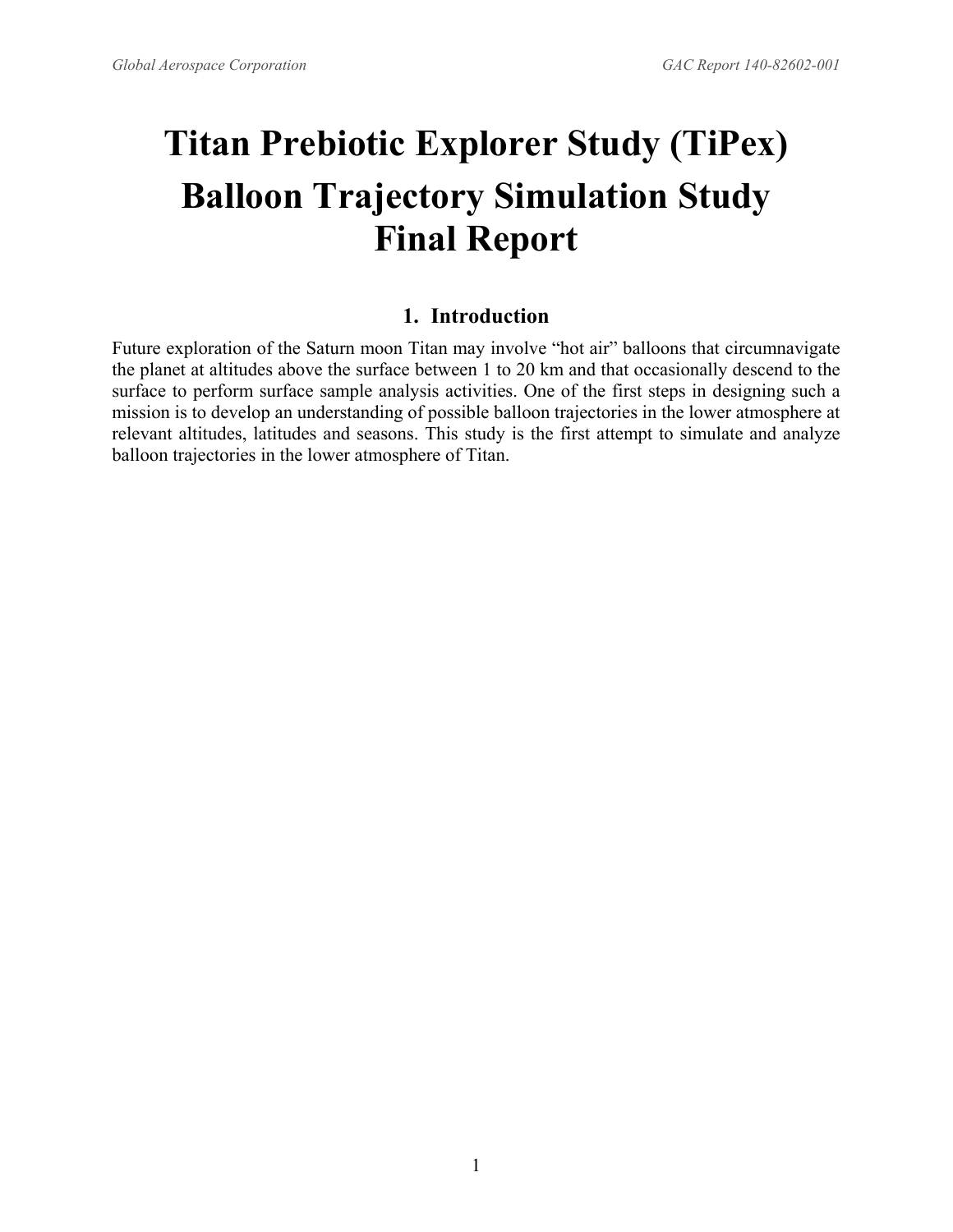# Titan Prebiotic Explorer Study (TiPex) Balloon Trajectory Simulation Study Final Report

## 1. Introduction

Future exploration of the Saturn moon Titan may involve “hot air” balloons that circumnavigate the planet at altitudes above the surface between 1 to 20 km and that occasionally descend to the surface to perform surface sample analysis activities. One of the first steps in designing such a mission is to develop an understanding of possible balloon trajectories in the lower atmosphere at relevant altitudes, latitudes and seasons. This study is the first attempt to simulate and analyze balloon trajectories in the lower atmosphere of Titan.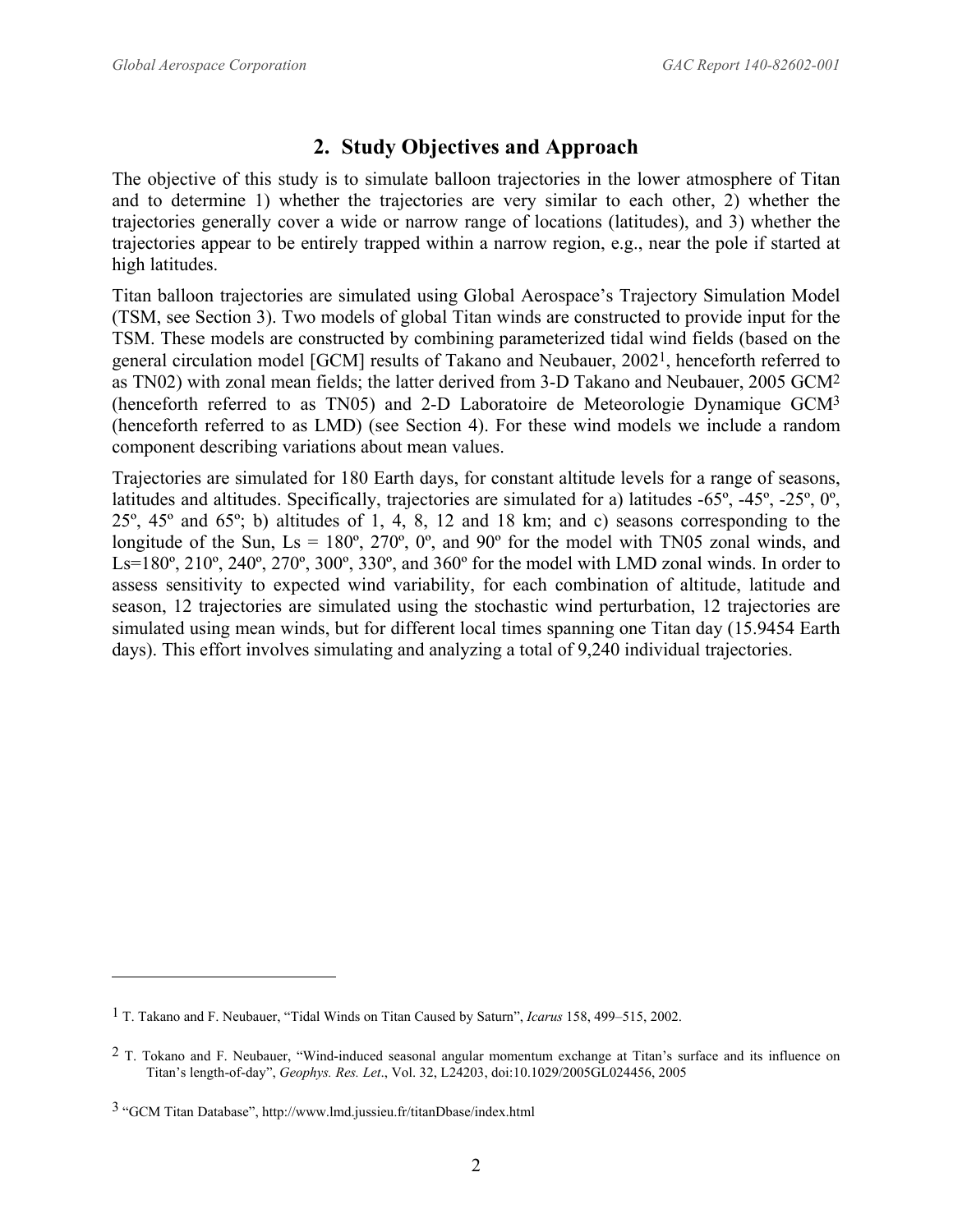## 2. Study Objectives and Approach

The objective of this study is to simulate balloon trajectories in the lower atmosphere of Titan and to determine 1) whether the trajectories are very similar to each other, 2) whether the trajectories generally cover a wide or narrow range of locations (latitudes), and 3) whether the trajectories appear to be entirely trapped within a narrow region, e.g., near the pole if started at high latitudes.

Titan balloon trajectories are simulated using Global Aerospace's Trajectory Simulation Model (TSM, see Section 3). Two models of global Titan winds are constructed to provide input for the TSM. These models are constructed by combining parameterized tidal wind fields (based on the general circulation model [GCM] results of Takano and Neubauer, 2002[1], henceforth referred to as TN02) with zonal mean fields; the latter derived from 3-D Takano and Neubauer, 2005 GCM[2] (henceforth referred to as TN05) and 2-D Laboratoire de Meteorologie Dynamique GCM[3] (henceforth referred to as LMD) (see Section 4). For these wind models we include a random component describing variations about mean values.

Trajectories are simulated for 180 Earth days, for constant altitude levels for a range of seasons, latitudes and altitudes. Specifically, trajectories are simulated for a) latitudes -65º, -45º, -25º, 0º, 25º, 45º and 65º; b) altitudes of 1, 4, 8, 12 and 18 km; and c) seasons corresponding to the longitude of the Sun, Ls = 180º, 270º, 0º, and 90º for the model with TN05 zonal winds, and Ls=180º, 210º, 240º, 270º, 300º, 330º, and 360º for the model with LMD zonal winds. In order to assess sensitivity to expected wind variability, for each combination of altitude, latitude and season, 12 trajectories are simulated using the stochastic wind perturbation, 12 trajectories are simulated using mean winds, but for different local times spanning one Titan day (15.9454 Earth days). This effort involves simulating and analyzing a total of 9,240 individual trajectories.

---

[1] T. Takano and F. Neubauer, "Tidal Winds on Titan Caused by Saturn", *Icarus* 158, 499–515, 2002.

[2] T. Tokano and F. Neubauer, "Wind-induced seasonal angular momentum exchange at Titan's surface and its influence on Titan's length-of-day", *Geophys. Res. Let*., Vol. 32, L24203, doi:10.1029/2005GL024456, 2005

[3] "GCM Titan Database", http://www.lmd.jussieu.fr/titanDbase/index.html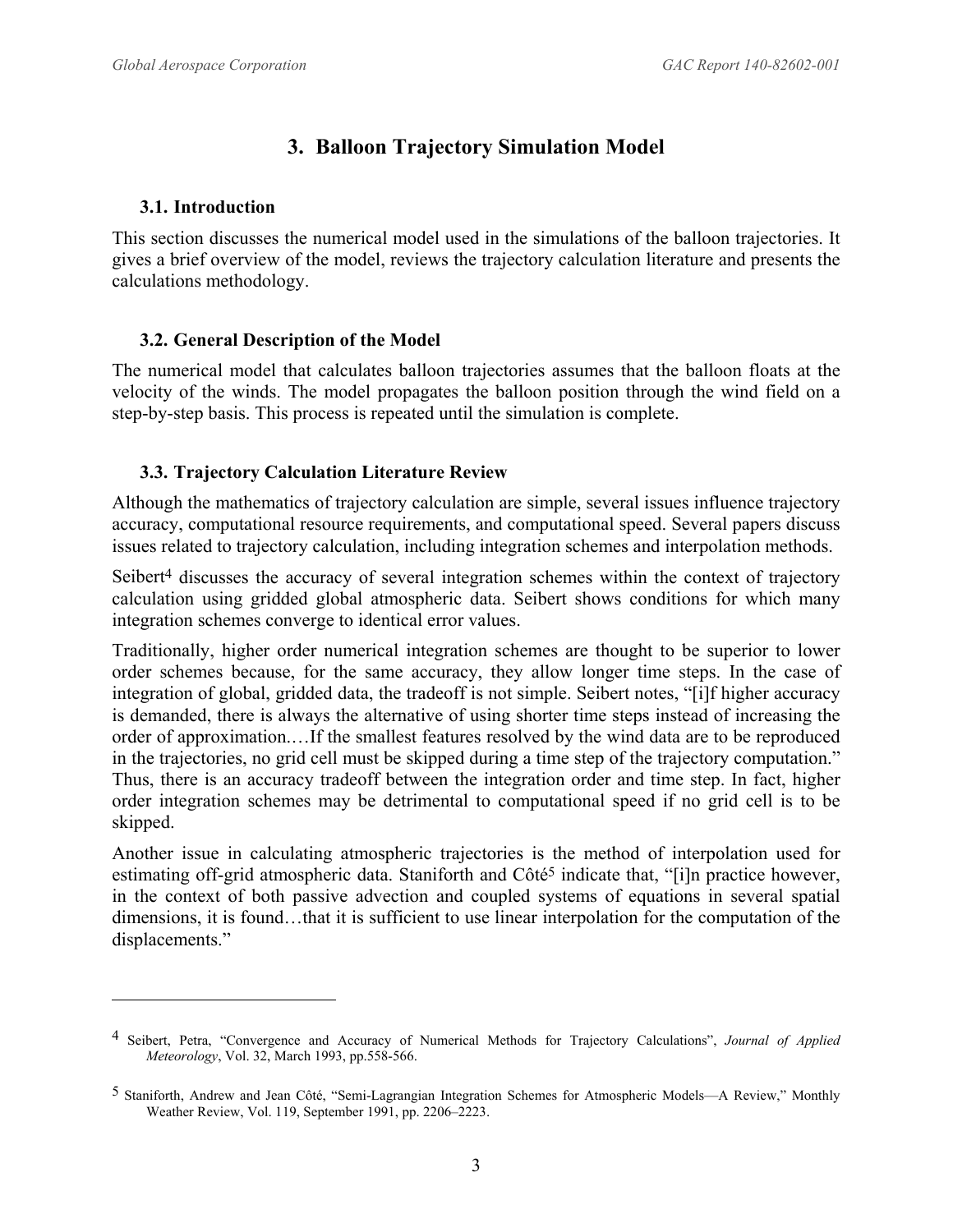# 3. Balloon Trajectory Simulation Model

## 3.1. Introduction

This section discusses the numerical model used in the simulations of the balloon trajectories. It gives a brief overview of the model, reviews the trajectory calculation literature and presents the calculations methodology.

## 3.2. General Description of the Model

The numerical model that calculates balloon trajectories assumes that the balloon floats at the velocity of the winds. The model propagates the balloon position through the wind field on a step-by-step basis. This process is repeated until the simulation is complete.

## 3.3. Trajectory Calculation Literature Review

Although the mathematics of trajectory calculation are simple, several issues influence trajectory accuracy, computational resource requirements, and computational speed. Several papers discuss issues related to trajectory calculation, including integration schemes and interpolation methods.

Seibert[4] discusses the accuracy of several integration schemes within the context of trajectory calculation using gridded global atmospheric data. Seibert shows conditions for which many integration schemes converge to identical error values.

Traditionally, higher order numerical integration schemes are thought to be superior to lower order schemes because, for the same accuracy, they allow longer time steps. In the case of integration of global, gridded data, the tradeoff is not simple. Seibert notes, "[i]f higher accuracy is demanded, there is always the alternative of using shorter time steps instead of increasing the order of approximation.…If the smallest features resolved by the wind data are to be reproduced in the trajectories, no grid cell must be skipped during a time step of the trajectory computation." Thus, there is an accuracy tradeoff between the integration order and time step. In fact, higher order integration schemes may be detrimental to computational speed if no grid cell is to be skipped.

Another issue in calculating atmospheric trajectories is the method of interpolation used for estimating off-grid atmospheric data. Staniforth and Côté[5] indicate that, "[i]n practice however, in the context of both passive advection and coupled systems of equations in several spatial dimensions, it is found…that it is sufficient to use linear interpolation for the computation of the displacements."

---

[4] Seibert, Petra, "Convergence and Accuracy of Numerical Methods for Trajectory Calculations", *Journal of Applied Meteorology*, Vol. 32, March 1993, pp.558-566.

[5] Staniforth, Andrew and Jean Côté, "Semi-Lagrangian Integration Schemes for Atmospheric Models—A Review," Monthly Weather Review, Vol. 119, September 1991, pp. 2206–2223.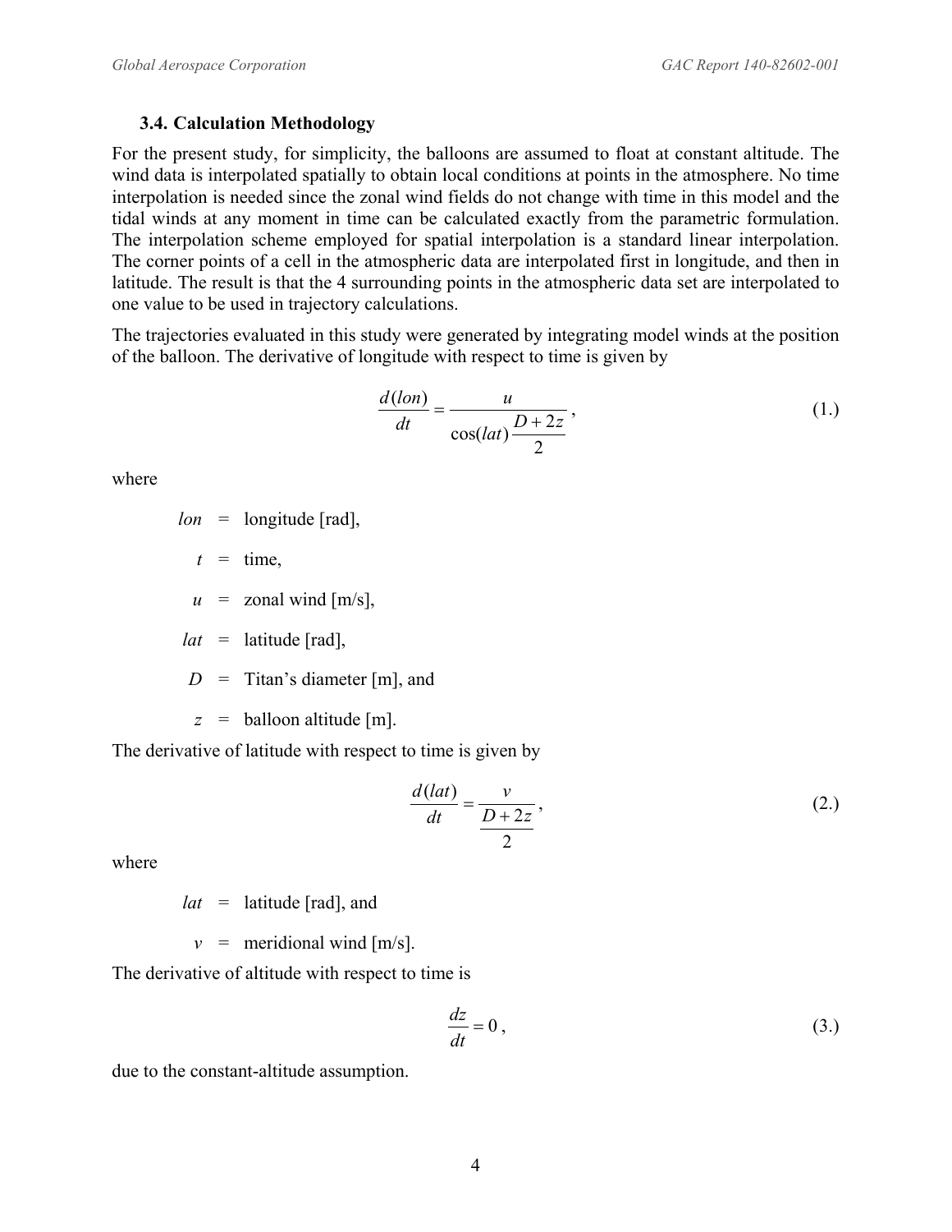### 3.4. Calculation Methodology

For the present study, for simplicity, the balloons are assumed to float at constant altitude. The wind data is interpolated spatially to obtain local conditions at points in the atmosphere. No time interpolation is needed since the zonal wind fields do not change with time in this model and the tidal winds at any moment in time can be calculated exactly from the parametric formulation. The interpolation scheme employed for spatial interpolation is a standard linear interpolation. The corner points of a cell in the atmospheric data are interpolated first in longitude, and then in latitude. The result is that the 4 surrounding points in the atmospheric data set are interpolated to one value to be used in trajectory calculations.

The trajectories evaluated in this study were generated by integrating model winds at the position of the balloon. The derivative of longitude with respect to time is given by

$$\frac{d(lon)}{dt} = \frac{u}{\cos(lat)\dfrac{D+2z}{2}}, \tag{1.}$$

where

- $lon$ = longitude [rad],
- $t$ = time,
- $u$ = zonal wind [m/s],
- $lat$ = latitude [rad],
- $D$ = Titan's diameter [m], and
- $z$ = balloon altitude [m].

The derivative of latitude with respect to time is given by

$$\frac{d(lat)}{dt} = \frac{v}{\dfrac{D+2z}{2}}, \tag{2.}$$

where

- $lat$ = latitude [rad], and
- $v$ = meridional wind [m/s].

The derivative of altitude with respect to time is

$$\frac{dz}{dt} = 0, \tag{3.}$$

due to the constant-altitude assumption.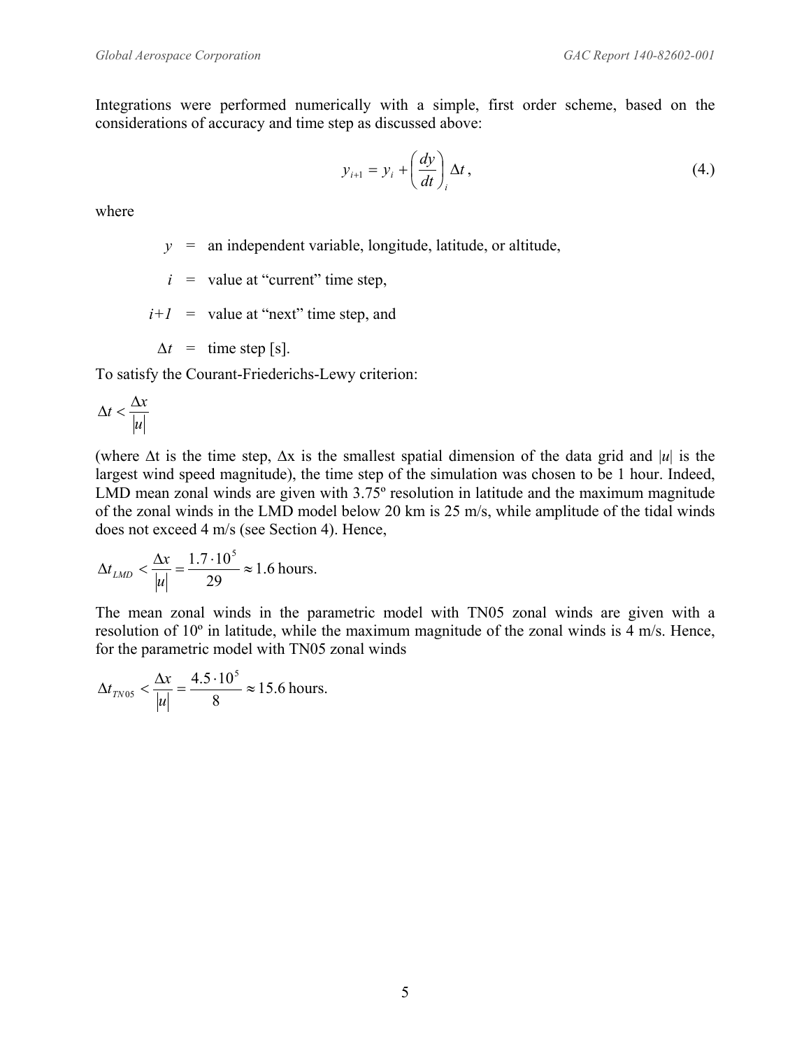Integrations were performed numerically with a simple, first order scheme, based on the considerations of accuracy and time step as discussed above:

$$y_{i+1} = y_i + \left(\frac{dy}{dt}\right)_i \Delta t , \tag{4.}$$

where

$y$ = an independent variable, longitude, latitude, or altitude,

$i$ = value at "current" time step,

$i+1$ = value at "next" time step, and

$\Delta t$ = time step [s].

To satisfy the Courant-Friederichs-Lewy criterion:

$$\Delta t < \frac{\Delta x}{|u|}$$

(where $\Delta t$ is the time step, $\Delta x$ is the smallest spatial dimension of the data grid and $|u|$ is the largest wind speed magnitude), the time step of the simulation was chosen to be 1 hour. Indeed, LMD mean zonal winds are given with 3.75º resolution in latitude and the maximum magnitude of the zonal winds in the LMD model below 20 km is 25 m/s, while amplitude of the tidal winds does not exceed 4 m/s (see Section 4). Hence,

$$\Delta t_{LMD} < \frac{\Delta x}{|u|} = \frac{1.7 \cdot 10^5}{29} \approx 1.6 \text{ hours.}$$

The mean zonal winds in the parametric model with TN05 zonal winds are given with a resolution of 10º in latitude, while the maximum magnitude of the zonal winds is 4 m/s. Hence, for the parametric model with TN05 zonal winds

$$\Delta t_{TN05} < \frac{\Delta x}{|u|} = \frac{4.5 \cdot 10^5}{8} \approx 15.6 \text{ hours.}$$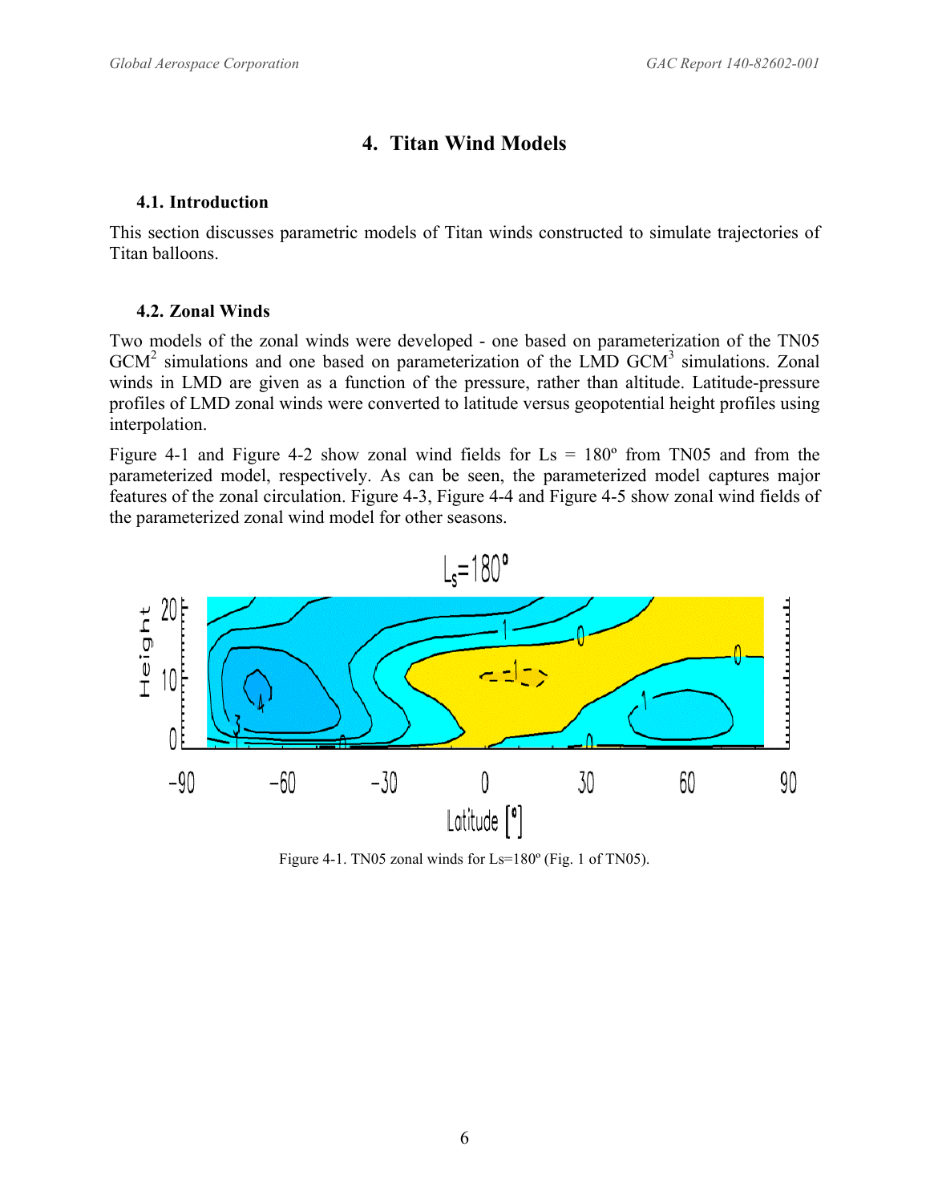# 4. Titan Wind Models

## 4.1. Introduction

This section discusses parametric models of Titan winds constructed to simulate trajectories of Titan balloons.

## 4.2. Zonal Winds

Two models of the zonal winds were developed - one based on parameterization of the TN05 GCM[2] simulations and one based on parameterization of the LMD GCM[3] simulations. Zonal winds in LMD are given as a function of the pressure, rather than altitude. Latitude-pressure profiles of LMD zonal winds were converted to latitude versus geopotential height profiles using interpolation.

Figure 4-1 and Figure 4-2 show zonal wind fields for Ls = 180º from TN05 and from the parameterized model, respectively. As can be seen, the parameterized model captures major features of the zonal circulation. Figure 4-3, Figure 4-4 and Figure 4-5 show zonal wind fields of the parameterized zonal wind model for other seasons.

Figure 4-1. TN05 zonal winds for Ls=180º (Fig. 1 of TN05).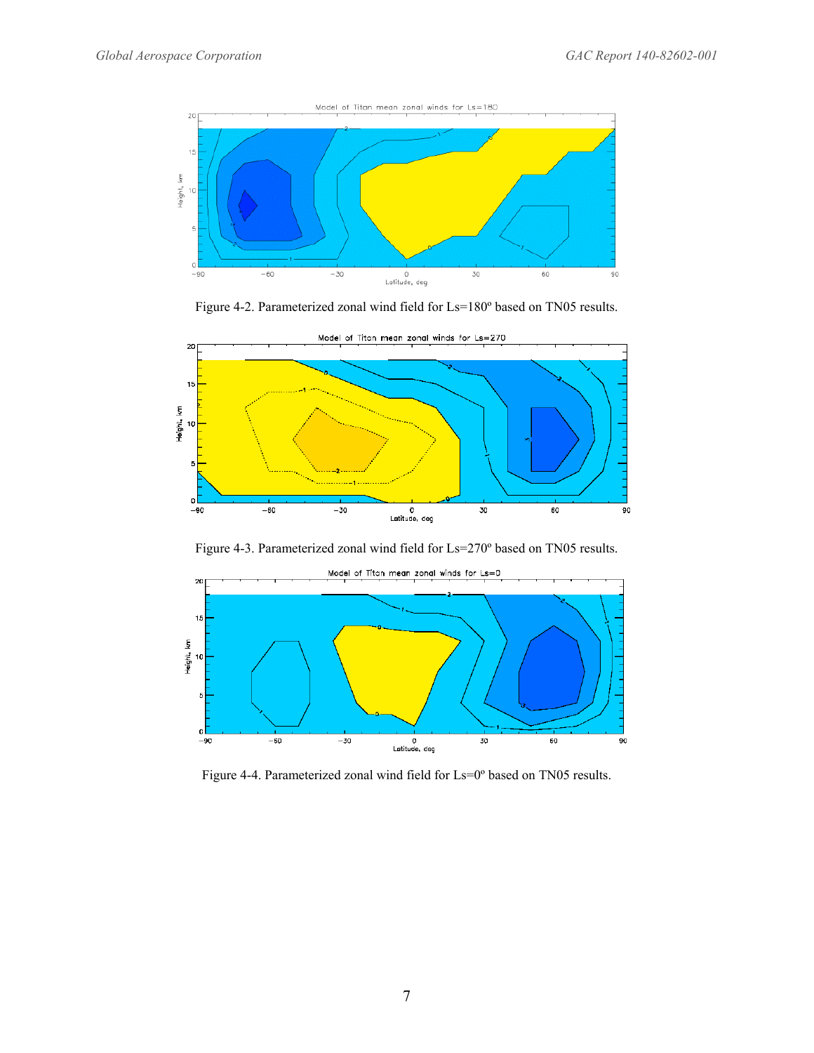Figure 4-2. Parameterized zonal wind field for Ls=180º based on TN05 results.

Figure 4-3. Parameterized zonal wind field for Ls=270º based on TN05 results.

Figure 4-4. Parameterized zonal wind field for Ls=0º based on TN05 results.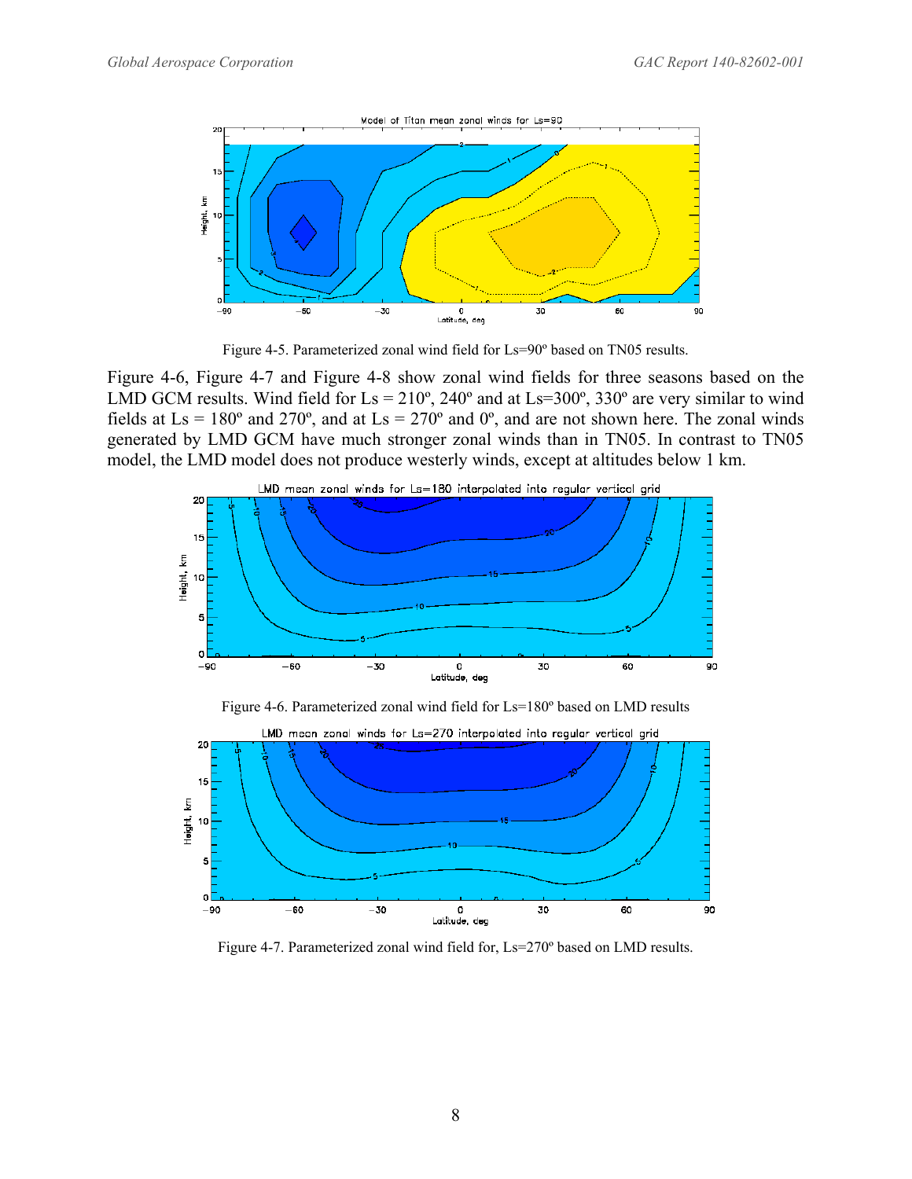Figure 4-5. Parameterized zonal wind field for Ls=90º based on TN05 results.

Figure 4-6, Figure 4-7 and Figure 4-8 show zonal wind fields for three seasons based on the LMD GCM results. Wind field for Ls = 210º, 240º and at Ls=300º, 330º are very similar to wind fields at Ls = 180º and 270º, and at Ls = 270º and 0º, and are not shown here. The zonal winds generated by LMD GCM have much stronger zonal winds than in TN05. In contrast to TN05 model, the LMD model does not produce westerly winds, except at altitudes below 1 km.

Figure 4-6. Parameterized zonal wind field for Ls=180º based on LMD results

Figure 4-7. Parameterized zonal wind field for, Ls=270º based on LMD results.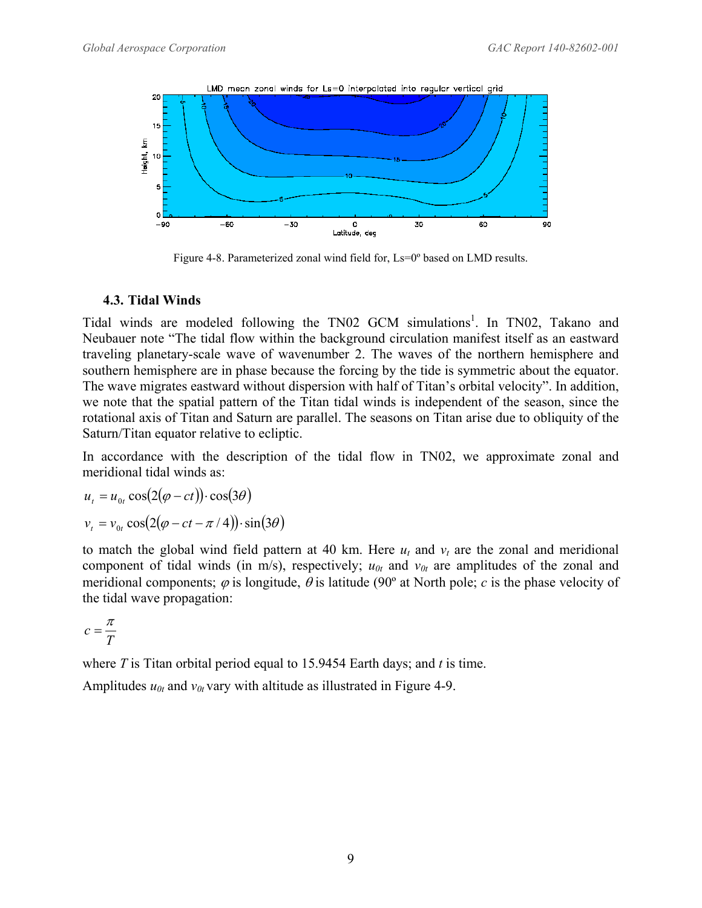Figure 4-8. Parameterized zonal wind field for, Ls=0º based on LMD results.

### 4.3. Tidal Winds

Tidal winds are modeled following the TN02 GCM simulations[1]. In TN02, Takano and Neubauer note "The tidal flow within the background circulation manifest itself as an eastward traveling planetary-scale wave of wavenumber 2. The waves of the northern hemisphere and southern hemisphere are in phase because the forcing by the tide is symmetric about the equator. The wave migrates eastward without dispersion with half of Titan's orbital velocity". In addition, we note that the spatial pattern of the Titan tidal winds is independent of the season, since the rotational axis of Titan and Saturn are parallel. The seasons on Titan arise due to obliquity of the Saturn/Titan equator relative to ecliptic.

In accordance with the description of the tidal flow in TN02, we approximate zonal and meridional tidal winds as:

$$u_t = u_{0t} \cos(2(\varphi - ct)) \cdot \cos(3\theta)$$

$$v_t = v_{0t} \cos(2(\varphi - ct - \pi/4)) \cdot \sin(3\theta)$$

to match the global wind field pattern at 40 km. Here $u_t$ and $v_t$ are the zonal and meridional component of tidal winds (in m/s), respectively; $u_{0t}$ and $v_{0t}$ are amplitudes of the zonal and meridional components; $\varphi$ is longitude, $\theta$ is latitude (90º at North pole; $c$ is the phase velocity of the tidal wave propagation:

$$c = \frac{\pi}{T}$$

where $T$ is Titan orbital period equal to 15.9454 Earth days; and $t$ is time.

Amplitudes $u_{0t}$ and $v_{0t}$ vary with altitude as illustrated in Figure 4-9.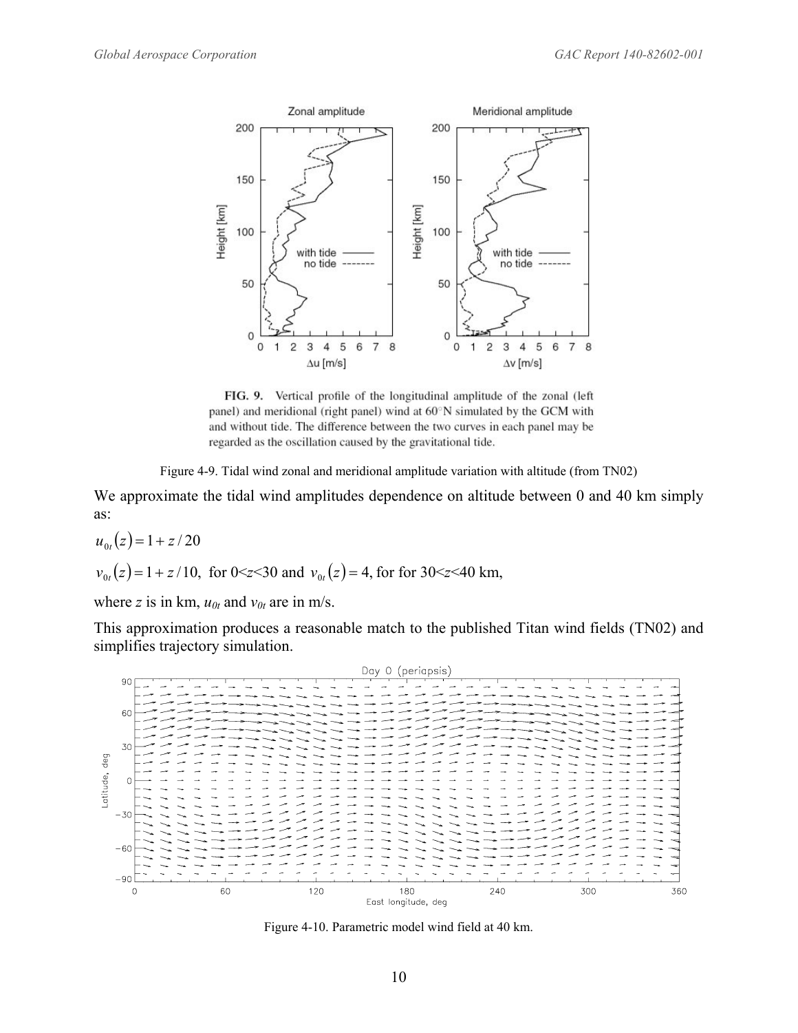Figure 4-9. Tidal wind zonal and meridional amplitude variation with altitude (from TN02)

We approximate the tidal wind amplitudes dependence on altitude between 0 and 40 km simply as:

$$u_{0t}(z) = 1 + z/20$$

$v_{0t}(z) = 1 + z/10$, for $0<z<30$ and $v_{0t}(z) = 4$, for for $30<z<40$ km,

where $z$ is in km, $u_{0t}$ and $v_{0t}$ are in m/s.

This approximation produces a reasonable match to the published Titan wind fields (TN02) and simplifies trajectory simulation.

Figure 4-10. Parametric model wind field at 40 km.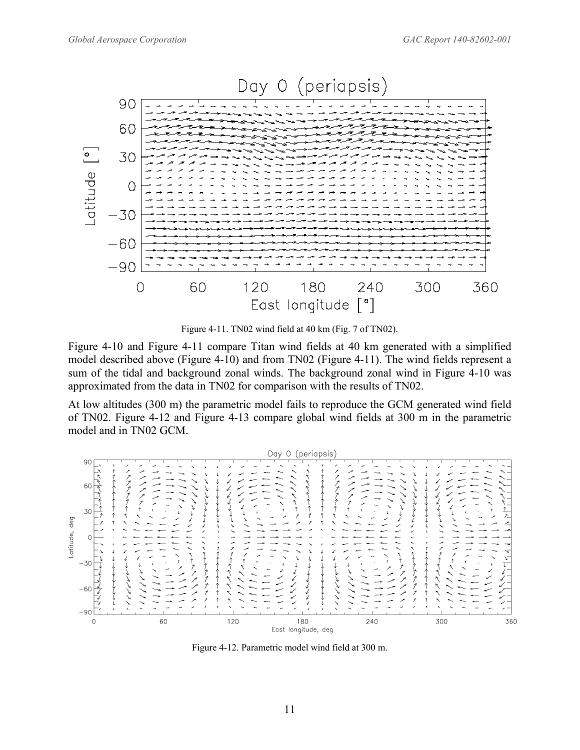Figure 4-11. TN02 wind field at 40 km (Fig. 7 of TN02).

Figure 4-10 and Figure 4-11 compare Titan wind fields at 40 km generated with a simplified model described above (Figure 4-10) and from TN02 (Figure 4-11). The wind fields represent a sum of the tidal and background zonal winds. The background zonal wind in Figure 4-10 was approximated from the data in TN02 for comparison with the results of TN02.

At low altitudes (300 m) the parametric model fails to reproduce the GCM generated wind field of TN02. Figure 4-12 and Figure 4-13 compare global wind fields at 300 m in the parametric model and in TN02 GCM.

Figure 4-12. Parametric model wind field at 300 m.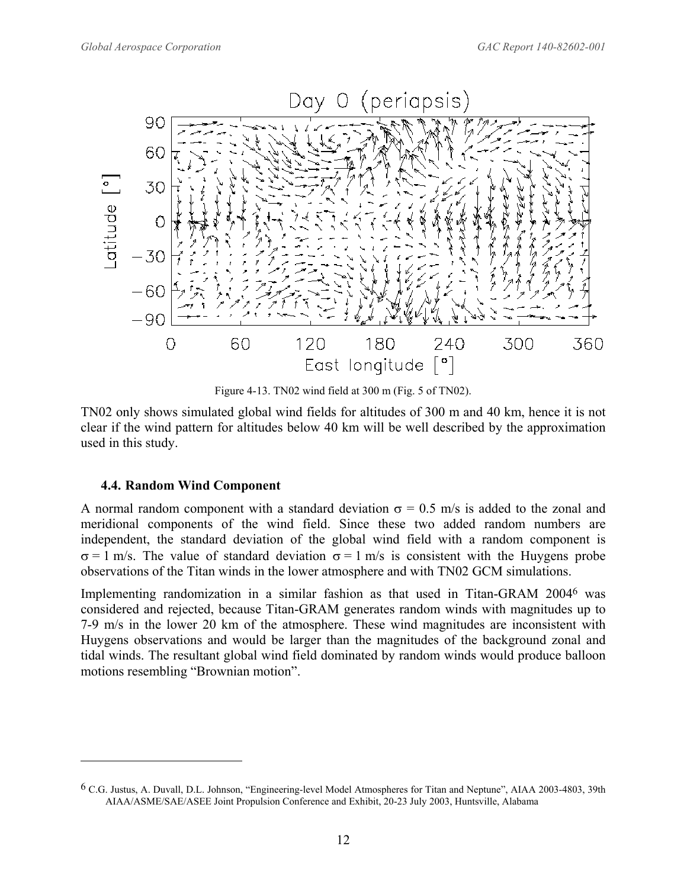Figure 4-13. TN02 wind field at 300 m (Fig. 5 of TN02).

TN02 only shows simulated global wind fields for altitudes of 300 m and 40 km, hence it is not clear if the wind pattern for altitudes below 40 km will be well described by the approximation used in this study.

### 4.4. Random Wind Component

A normal random component with a standard deviation $\sigma = 0.5$ m/s is added to the zonal and meridional components of the wind field. Since these two added random numbers are independent, the standard deviation of the global wind field with a random component is $\sigma = 1$ m/s. The value of standard deviation $\sigma = 1$ m/s is consistent with the Huygens probe observations of the Titan winds in the lower atmosphere and with TN02 GCM simulations.

Implementing randomization in a similar fashion as that used in Titan-GRAM 2004[6] was considered and rejected, because Titan-GRAM generates random winds with magnitudes up to 7-9 m/s in the lower 20 km of the atmosphere. These wind magnitudes are inconsistent with Huygens observations and would be larger than the magnitudes of the background zonal and tidal winds. The resultant global wind field dominated by random winds would produce balloon motions resembling "Brownian motion".

---

[6] C.G. Justus, A. Duvall, D.L. Johnson, "Engineering-level Model Atmospheres for Titan and Neptune", AIAA 2003-4803, 39th AIAA/ASME/SAE/ASEE Joint Propulsion Conference and Exhibit, 20-23 July 2003, Huntsville, Alabama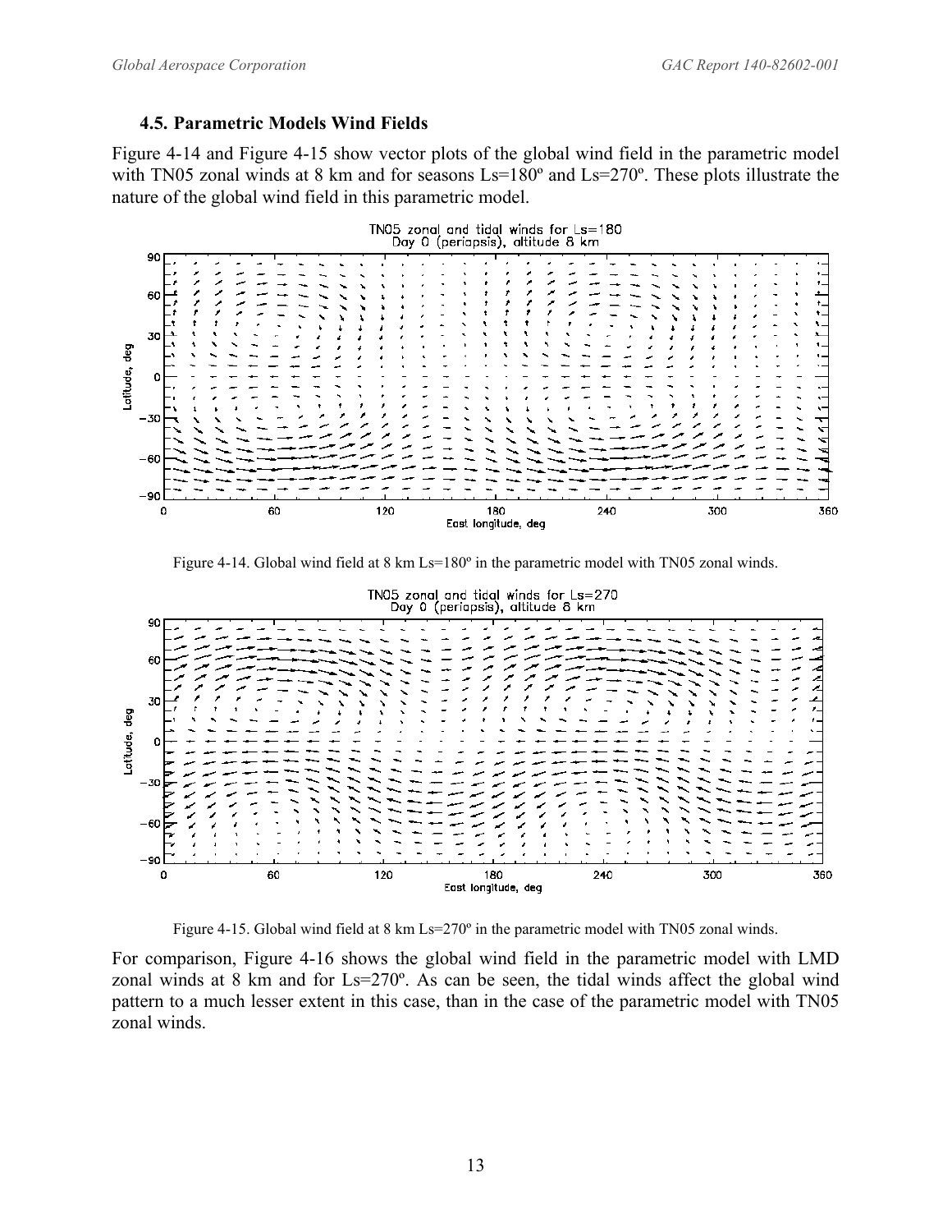### 4.5. Parametric Models Wind Fields

Figure 4-14 and Figure 4-15 show vector plots of the global wind field in the parametric model with TN05 zonal winds at 8 km and for seasons Ls=180º and Ls=270º. These plots illustrate the nature of the global wind field in this parametric model.

Figure 4-14. Global wind field at 8 km Ls=180º in the parametric model with TN05 zonal winds.

Figure 4-15. Global wind field at 8 km Ls=270º in the parametric model with TN05 zonal winds.

For comparison, Figure 4-16 shows the global wind field in the parametric model with LMD zonal winds at 8 km and for Ls=270º. As can be seen, the tidal winds affect the global wind pattern to a much lesser extent in this case, than in the case of the parametric model with TN05 zonal winds.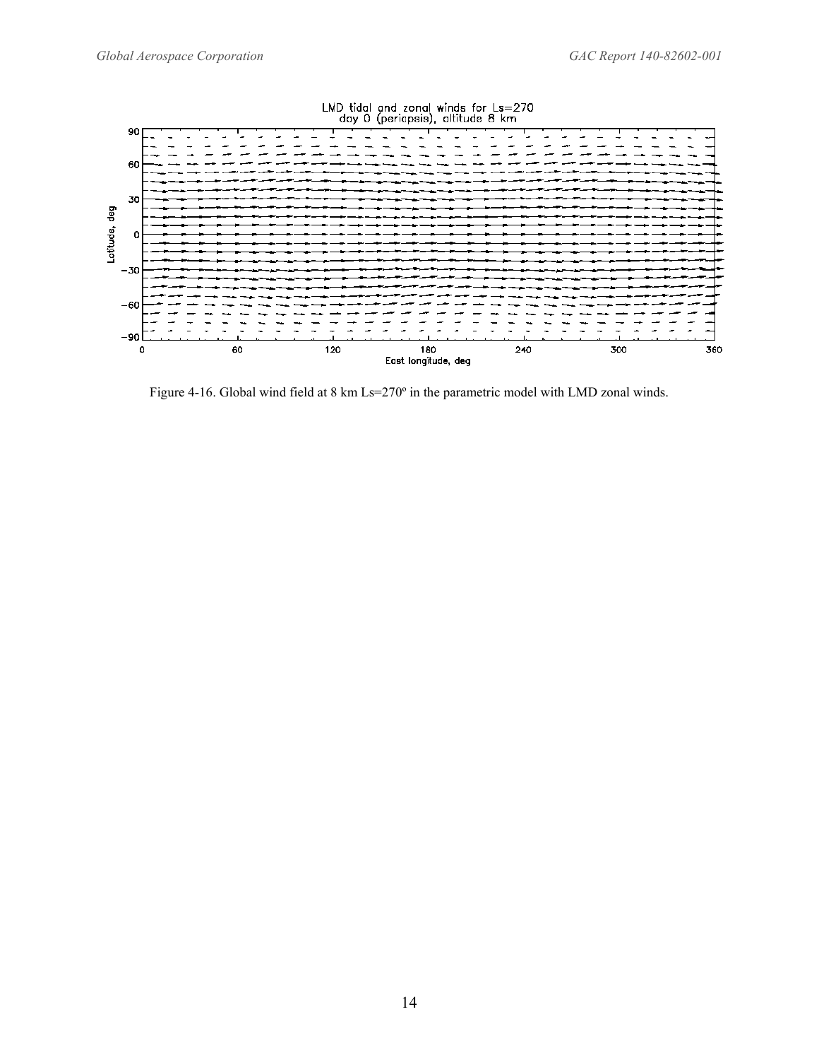Figure 4-16. Global wind field at 8 km Ls=270º in the parametric model with LMD zonal winds.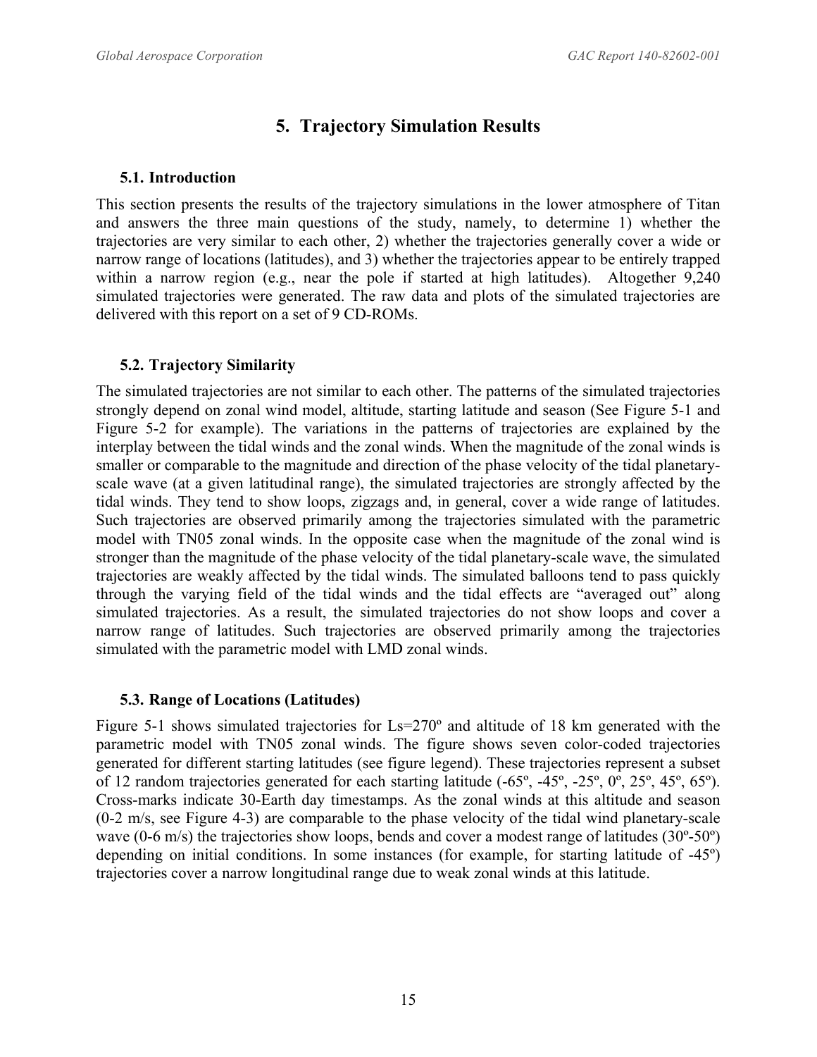# 5. Trajectory Simulation Results

## 5.1. Introduction

This section presents the results of the trajectory simulations in the lower atmosphere of Titan and answers the three main questions of the study, namely, to determine 1) whether the trajectories are very similar to each other, 2) whether the trajectories generally cover a wide or narrow range of locations (latitudes), and 3) whether the trajectories appear to be entirely trapped within a narrow region (e.g., near the pole if started at high latitudes). Altogether 9,240 simulated trajectories were generated. The raw data and plots of the simulated trajectories are delivered with this report on a set of 9 CD-ROMs.

## 5.2. Trajectory Similarity

The simulated trajectories are not similar to each other. The patterns of the simulated trajectories strongly depend on zonal wind model, altitude, starting latitude and season (See Figure 5-1 and Figure 5-2 for example). The variations in the patterns of trajectories are explained by the interplay between the tidal winds and the zonal winds. When the magnitude of the zonal winds is smaller or comparable to the magnitude and direction of the phase velocity of the tidal planetary-scale wave (at a given latitudinal range), the simulated trajectories are strongly affected by the tidal winds. They tend to show loops, zigzags and, in general, cover a wide range of latitudes. Such trajectories are observed primarily among the trajectories simulated with the parametric model with TN05 zonal winds. In the opposite case when the magnitude of the zonal wind is stronger than the magnitude of the phase velocity of the tidal planetary-scale wave, the simulated trajectories are weakly affected by the tidal winds. The simulated balloons tend to pass quickly through the varying field of the tidal winds and the tidal effects are "averaged out" along simulated trajectories. As a result, the simulated trajectories do not show loops and cover a narrow range of latitudes. Such trajectories are observed primarily among the trajectories simulated with the parametric model with LMD zonal winds.

## 5.3. Range of Locations (Latitudes)

Figure 5-1 shows simulated trajectories for Ls=270º and altitude of 18 km generated with the parametric model with TN05 zonal winds. The figure shows seven color-coded trajectories generated for different starting latitudes (see figure legend). These trajectories represent a subset of 12 random trajectories generated for each starting latitude (-65º, -45º, -25º, 0º, 25º, 45º, 65º). Cross-marks indicate 30-Earth day timestamps. As the zonal winds at this altitude and season (0-2 m/s, see Figure 4-3) are comparable to the phase velocity of the tidal wind planetary-scale wave (0-6 m/s) the trajectories show loops, bends and cover a modest range of latitudes (30º-50º) depending on initial conditions. In some instances (for example, for starting latitude of -45º) trajectories cover a narrow longitudinal range due to weak zonal winds at this latitude.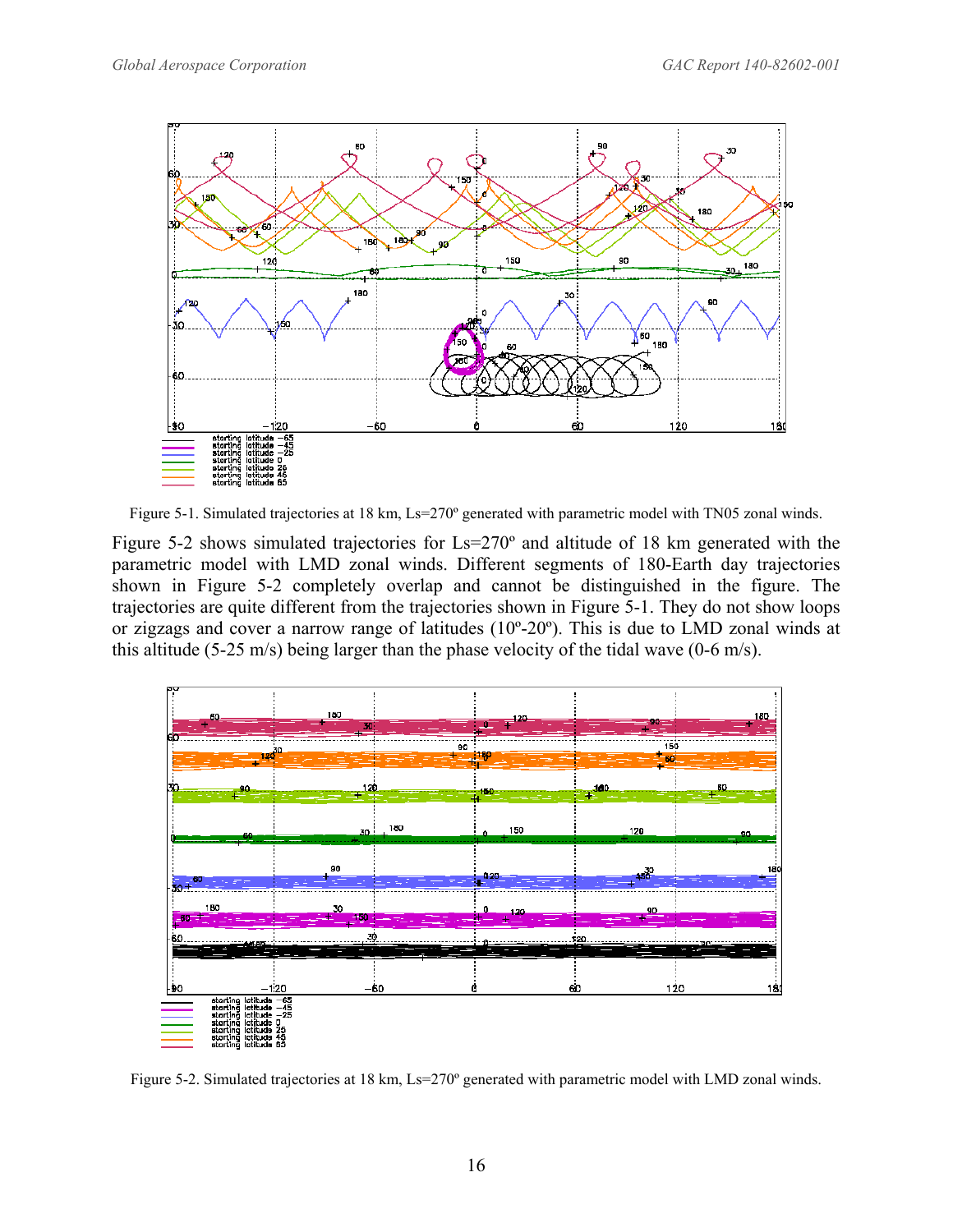Figure 5-1. Simulated trajectories at 18 km, Ls=270º generated with parametric model with TN05 zonal winds.

Figure 5-2 shows simulated trajectories for Ls=270º and altitude of 18 km generated with the parametric model with LMD zonal winds. Different segments of 180-Earth day trajectories shown in Figure 5-2 completely overlap and cannot be distinguished in the figure. The trajectories are quite different from the trajectories shown in Figure 5-1. They do not show loops or zigzags and cover a narrow range of latitudes (10º-20º). This is due to LMD zonal winds at this altitude (5-25 m/s) being larger than the phase velocity of the tidal wave (0-6 m/s).

Figure 5-2. Simulated trajectories at 18 km, Ls=270º generated with parametric model with LMD zonal winds.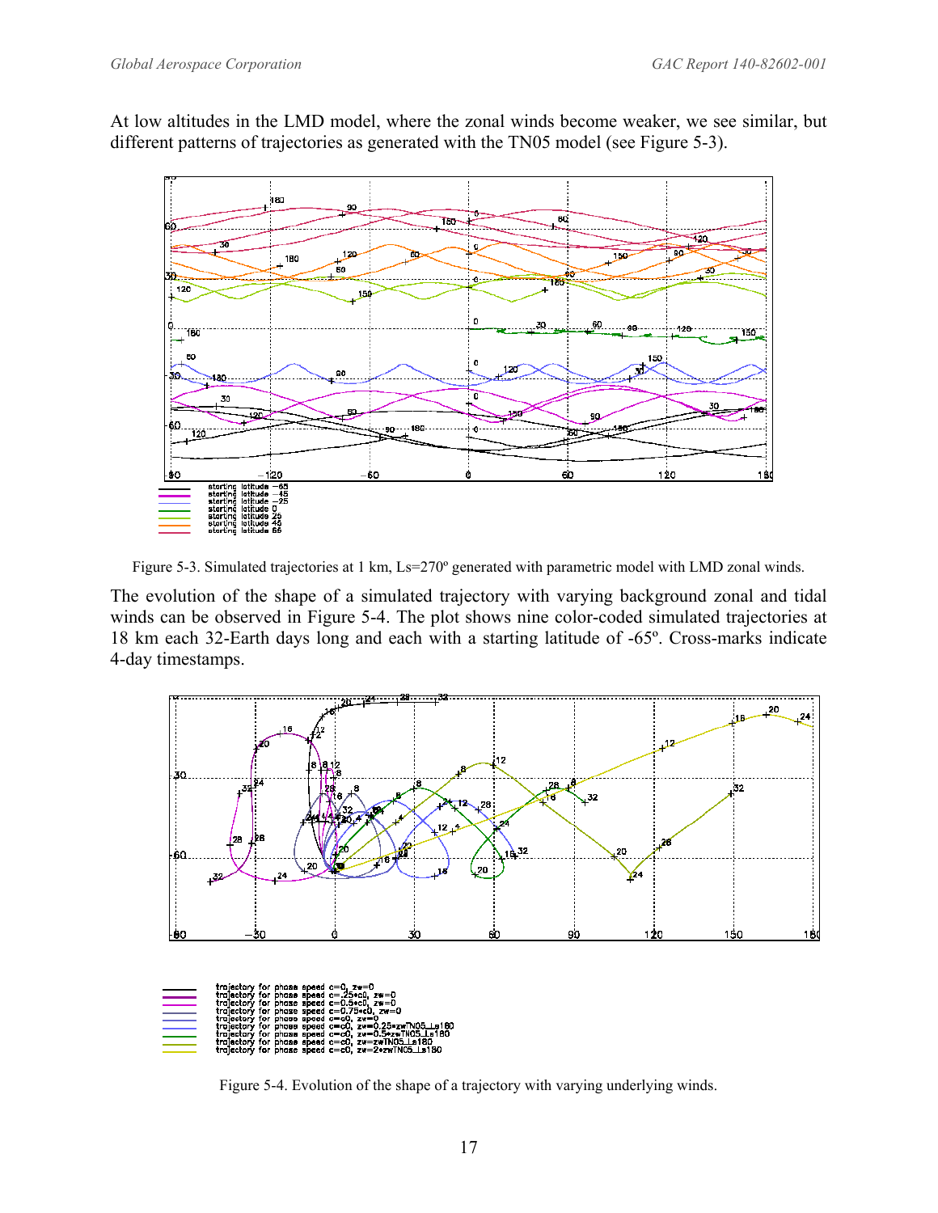At low altitudes in the LMD model, where the zonal winds become weaker, we see similar, but different patterns of trajectories as generated with the TN05 model (see Figure 5-3).

Figure 5-3. Simulated trajectories at 1 km, Ls=270º generated with parametric model with LMD zonal winds.

The evolution of the shape of a simulated trajectory with varying background zonal and tidal winds can be observed in Figure 5-4. The plot shows nine color-coded simulated trajectories at 18 km each 32-Earth days long and each with a starting latitude of -65º. Cross-marks indicate 4-day timestamps.

Figure 5-4. Evolution of the shape of a trajectory with varying underlying winds.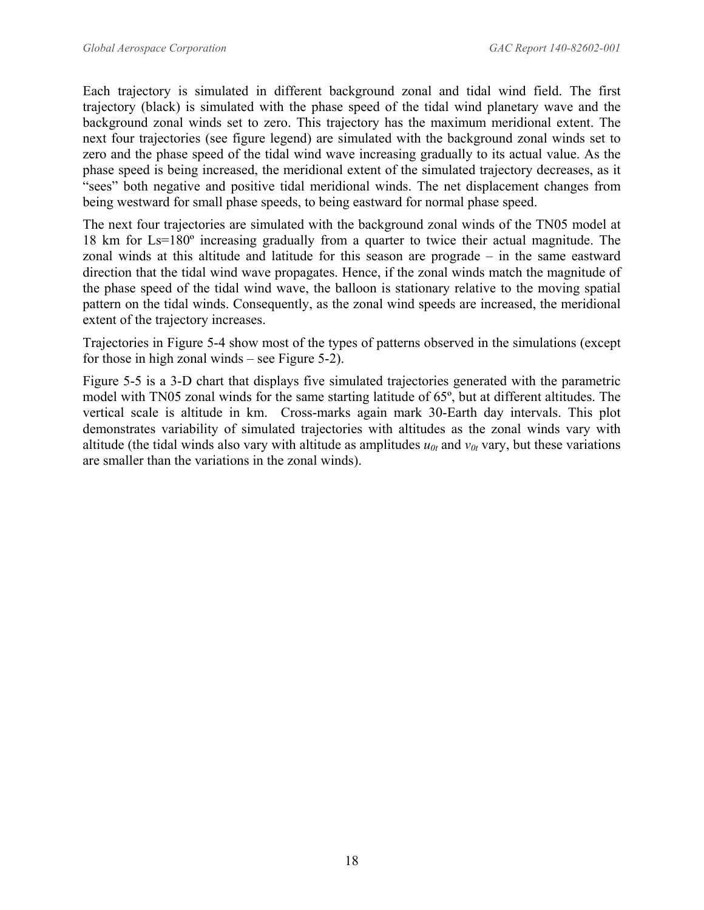Each trajectory is simulated in different background zonal and tidal wind field. The first trajectory (black) is simulated with the phase speed of the tidal wind planetary wave and the background zonal winds set to zero. This trajectory has the maximum meridional extent. The next four trajectories (see figure legend) are simulated with the background zonal winds set to zero and the phase speed of the tidal wind wave increasing gradually to its actual value. As the phase speed is being increased, the meridional extent of the simulated trajectory decreases, as it "sees" both negative and positive tidal meridional winds. The net displacement changes from being westward for small phase speeds, to being eastward for normal phase speed.

The next four trajectories are simulated with the background zonal winds of the TN05 model at 18 km for Ls=180º increasing gradually from a quarter to twice their actual magnitude. The zonal winds at this altitude and latitude for this season are prograde – in the same eastward direction that the tidal wind wave propagates. Hence, if the zonal winds match the magnitude of the phase speed of the tidal wind wave, the balloon is stationary relative to the moving spatial pattern on the tidal winds. Consequently, as the zonal wind speeds are increased, the meridional extent of the trajectory increases.

Trajectories in Figure 5-4 show most of the types of patterns observed in the simulations (except for those in high zonal winds – see Figure 5-2).

Figure 5-5 is a 3-D chart that displays five simulated trajectories generated with the parametric model with TN05 zonal winds for the same starting latitude of 65º, but at different altitudes. The vertical scale is altitude in km. Cross-marks again mark 30-Earth day intervals. This plot demonstrates variability of simulated trajectories with altitudes as the zonal winds vary with altitude (the tidal winds also vary with altitude as amplitudes $u_{0t}$ and $v_{0t}$ vary, but these variations are smaller than the variations in the zonal winds).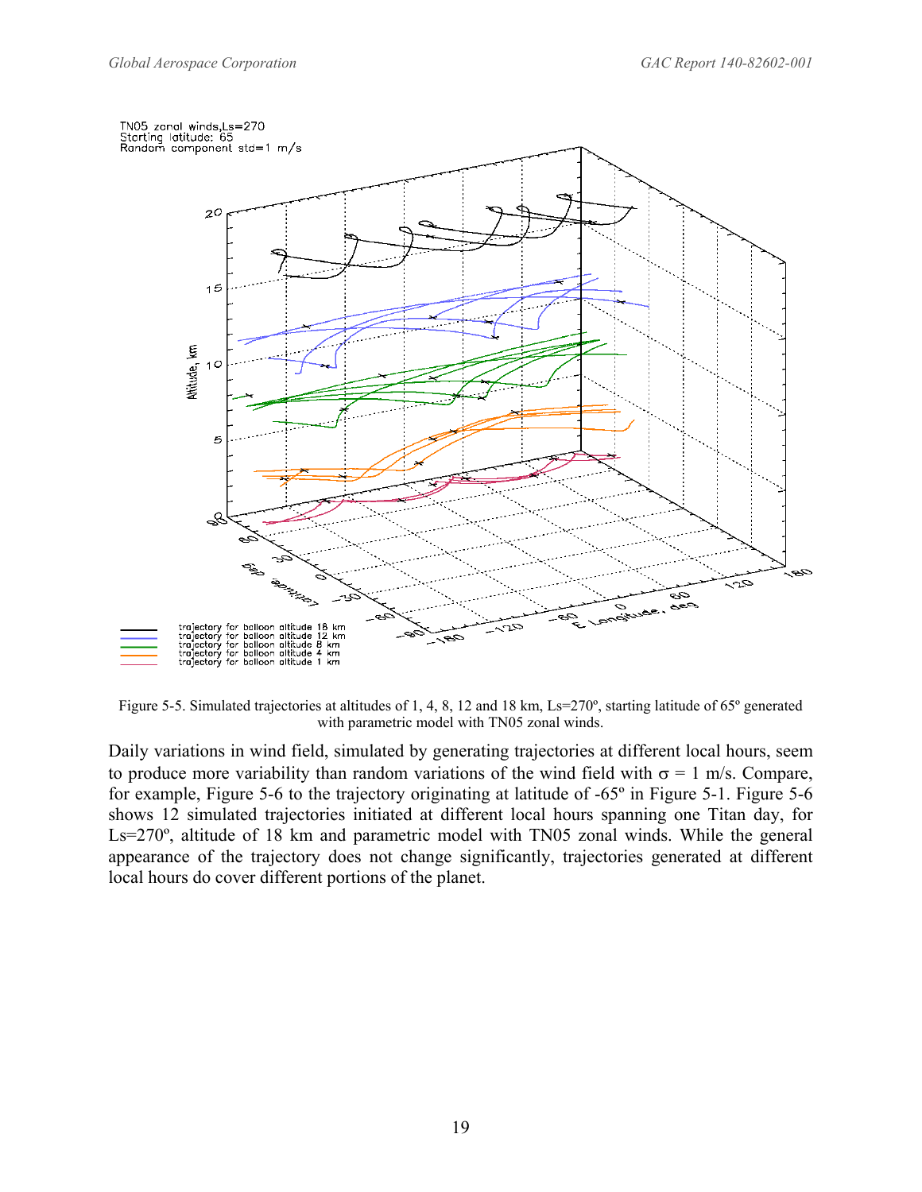Figure 5-5. Simulated trajectories at altitudes of 1, 4, 8, 12 and 18 km, Ls=270º, starting latitude of 65º generated with parametric model with TN05 zonal winds.

Daily variations in wind field, simulated by generating trajectories at different local hours, seem to produce more variability than random variations of the wind field with $\sigma = 1$ m/s. Compare, for example, Figure 5-6 to the trajectory originating at latitude of -65º in Figure 5-1. Figure 5-6 shows 12 simulated trajectories initiated at different local hours spanning one Titan day, for Ls=270º, altitude of 18 km and parametric model with TN05 zonal winds. While the general appearance of the trajectory does not change significantly, trajectories generated at different local hours do cover different portions of the planet.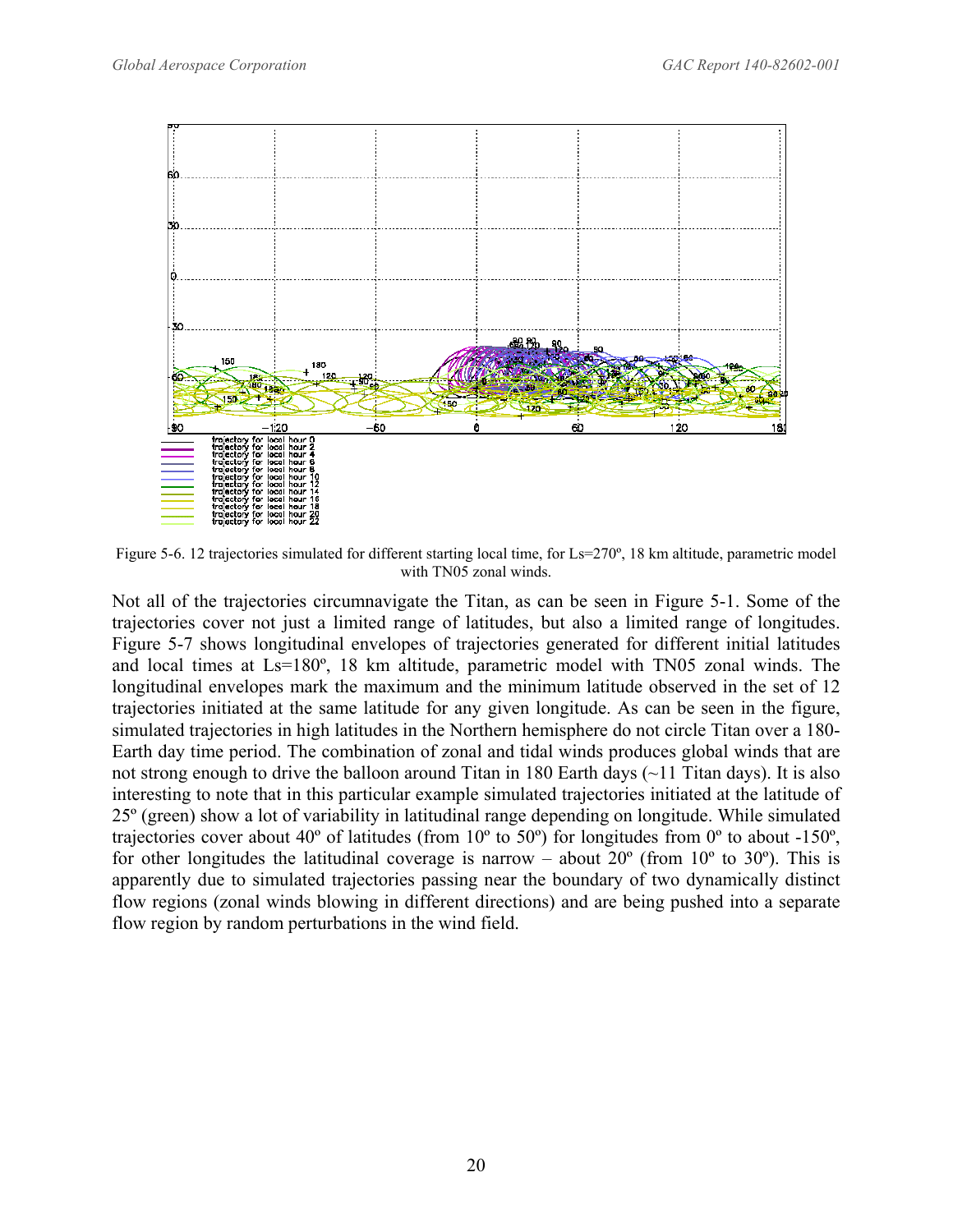Figure 5-6. 12 trajectories simulated for different starting local time, for Ls=270º, 18 km altitude, parametric model with TN05 zonal winds.

Not all of the trajectories circumnavigate the Titan, as can be seen in Figure 5-1. Some of the trajectories cover not just a limited range of latitudes, but also a limited range of longitudes. Figure 5-7 shows longitudinal envelopes of trajectories generated for different initial latitudes and local times at Ls=180º, 18 km altitude, parametric model with TN05 zonal winds. The longitudinal envelopes mark the maximum and the minimum latitude observed in the set of 12 trajectories initiated at the same latitude for any given longitude. As can be seen in the figure, simulated trajectories in high latitudes in the Northern hemisphere do not circle Titan over a 180-Earth day time period. The combination of zonal and tidal winds produces global winds that are not strong enough to drive the balloon around Titan in 180 Earth days (~11 Titan days). It is also interesting to note that in this particular example simulated trajectories initiated at the latitude of 25º (green) show a lot of variability in latitudinal range depending on longitude. While simulated trajectories cover about 40º of latitudes (from 10º to 50º) for longitudes from 0º to about -150º, for other longitudes the latitudinal coverage is narrow – about 20º (from 10º to 30º). This is apparently due to simulated trajectories passing near the boundary of two dynamically distinct flow regions (zonal winds blowing in different directions) and are being pushed into a separate flow region by random perturbations in the wind field.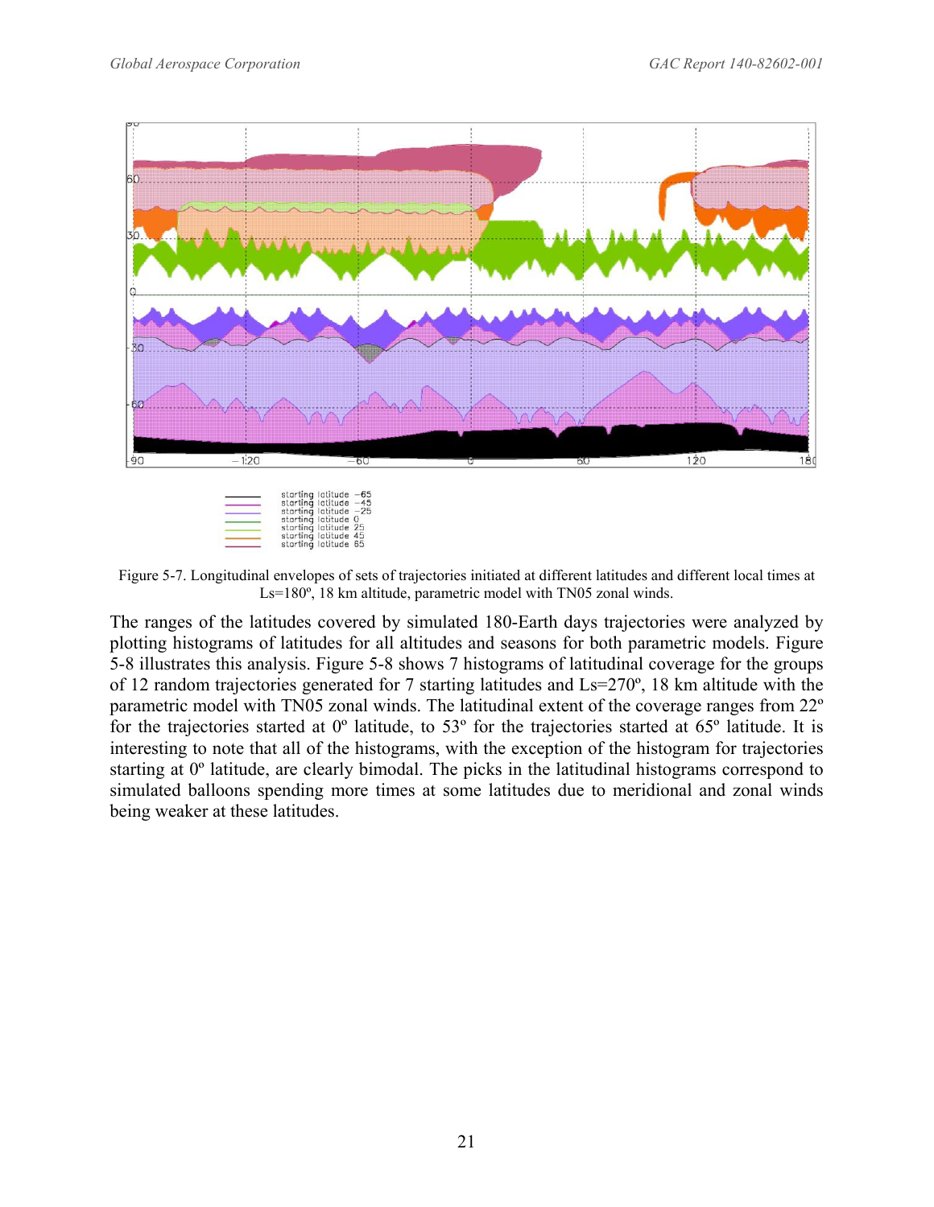Figure 5-7. Longitudinal envelopes of sets of trajectories initiated at different latitudes and different local times at Ls=180º, 18 km altitude, parametric model with TN05 zonal winds.

The ranges of the latitudes covered by simulated 180-Earth days trajectories were analyzed by plotting histograms of latitudes for all altitudes and seasons for both parametric models. Figure 5-8 illustrates this analysis. Figure 5-8 shows 7 histograms of latitudinal coverage for the groups of 12 random trajectories generated for 7 starting latitudes and Ls=270º, 18 km altitude with the parametric model with TN05 zonal winds. The latitudinal extent of the coverage ranges from 22º for the trajectories started at 0º latitude, to 53º for the trajectories started at 65º latitude. It is interesting to note that all of the histograms, with the exception of the histogram for trajectories starting at 0º latitude, are clearly bimodal. The picks in the latitudinal histograms correspond to simulated balloons spending more times at some latitudes due to meridional and zonal winds being weaker at these latitudes.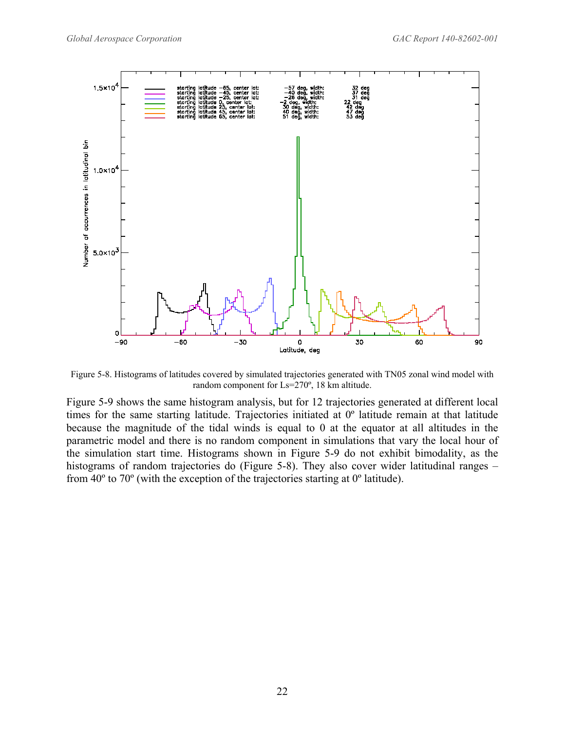Figure 5-8. Histograms of latitudes covered by simulated trajectories generated with TN05 zonal wind model with random component for Ls=270º, 18 km altitude.

Figure 5-9 shows the same histogram analysis, but for 12 trajectories generated at different local times for the same starting latitude. Trajectories initiated at 0º latitude remain at that latitude because the magnitude of the tidal winds is equal to 0 at the equator at all altitudes in the parametric model and there is no random component in simulations that vary the local hour of the simulation start time. Histograms shown in Figure 5-9 do not exhibit bimodality, as the histograms of random trajectories do (Figure 5-8). They also cover wider latitudinal ranges – from 40º to 70º (with the exception of the trajectories starting at 0º latitude).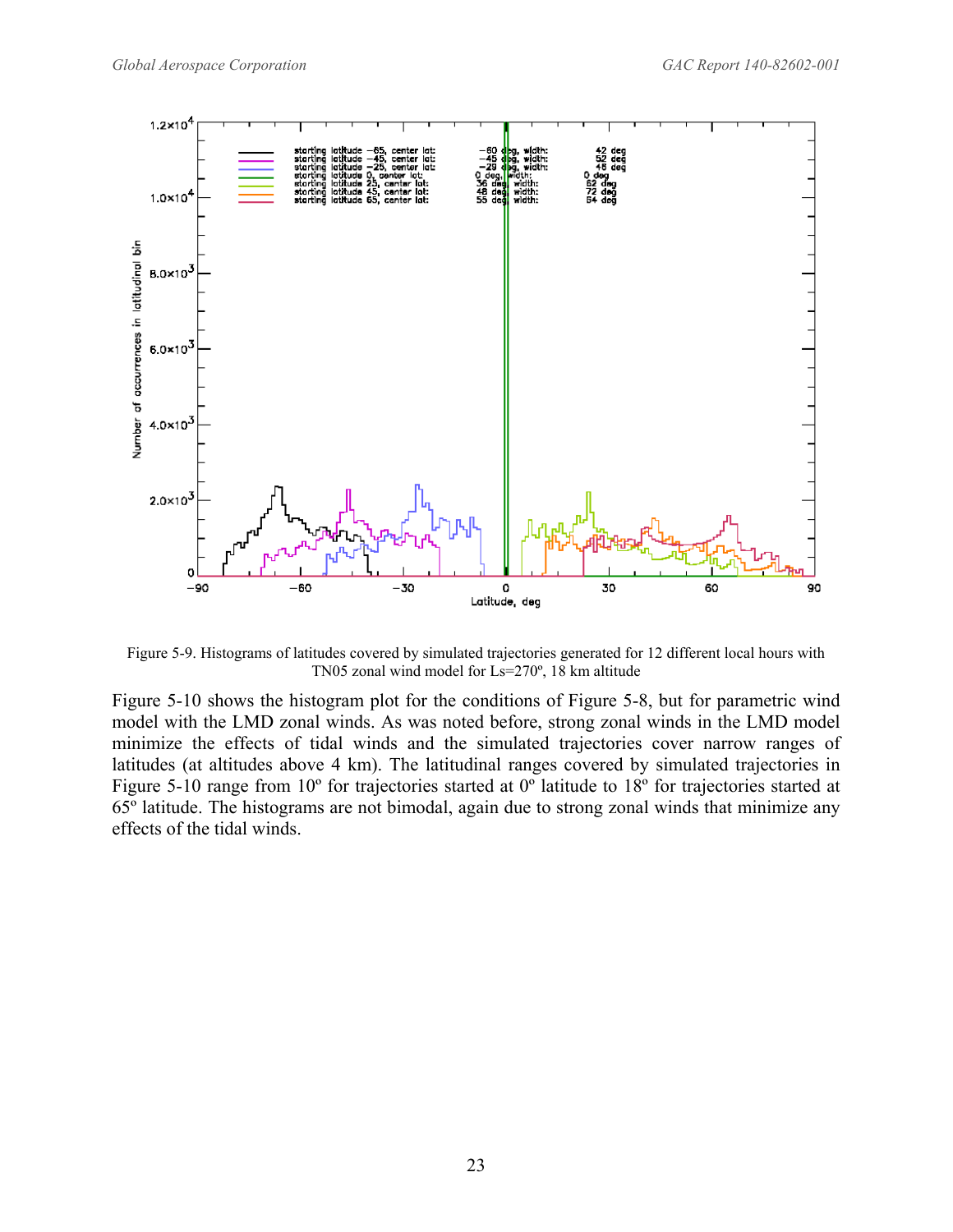Figure 5-9. Histograms of latitudes covered by simulated trajectories generated for 12 different local hours with TN05 zonal wind model for Ls=270º, 18 km altitude

Figure 5-10 shows the histogram plot for the conditions of Figure 5-8, but for parametric wind model with the LMD zonal winds. As was noted before, strong zonal winds in the LMD model minimize the effects of tidal winds and the simulated trajectories cover narrow ranges of latitudes (at altitudes above 4 km). The latitudinal ranges covered by simulated trajectories in Figure 5-10 range from 10º for trajectories started at 0º latitude to 18º for trajectories started at 65º latitude. The histograms are not bimodal, again due to strong zonal winds that minimize any effects of the tidal winds.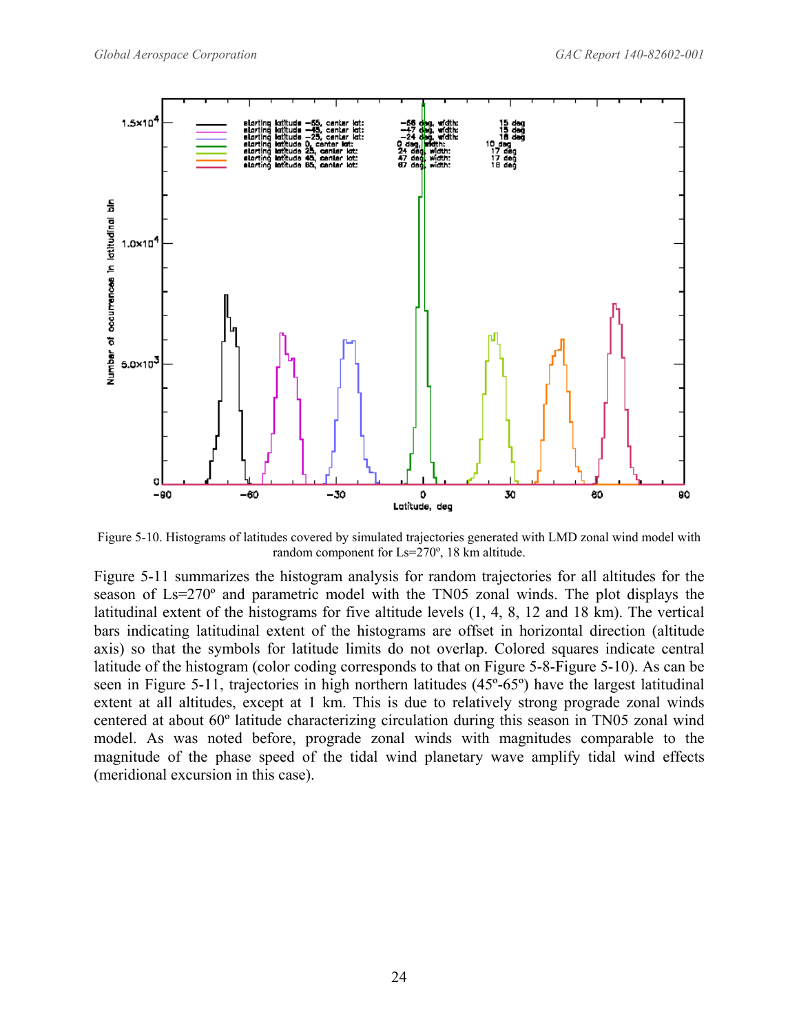Figure 5-10. Histograms of latitudes covered by simulated trajectories generated with LMD zonal wind model with random component for Ls=270º, 18 km altitude.

Figure 5-11 summarizes the histogram analysis for random trajectories for all altitudes for the season of Ls=270º and parametric model with the TN05 zonal winds. The plot displays the latitudinal extent of the histograms for five altitude levels (1, 4, 8, 12 and 18 km). The vertical bars indicating latitudinal extent of the histograms are offset in horizontal direction (altitude axis) so that the symbols for latitude limits do not overlap. Colored squares indicate central latitude of the histogram (color coding corresponds to that on Figure 5-8-Figure 5-10). As can be seen in Figure 5-11, trajectories in high northern latitudes (45º-65º) have the largest latitudinal extent at all altitudes, except at 1 km. This is due to relatively strong prograde zonal winds centered at about 60º latitude characterizing circulation during this season in TN05 zonal wind model. As was noted before, prograde zonal winds with magnitudes comparable to the magnitude of the phase speed of the tidal wind planetary wave amplify tidal wind effects (meridional excursion in this case).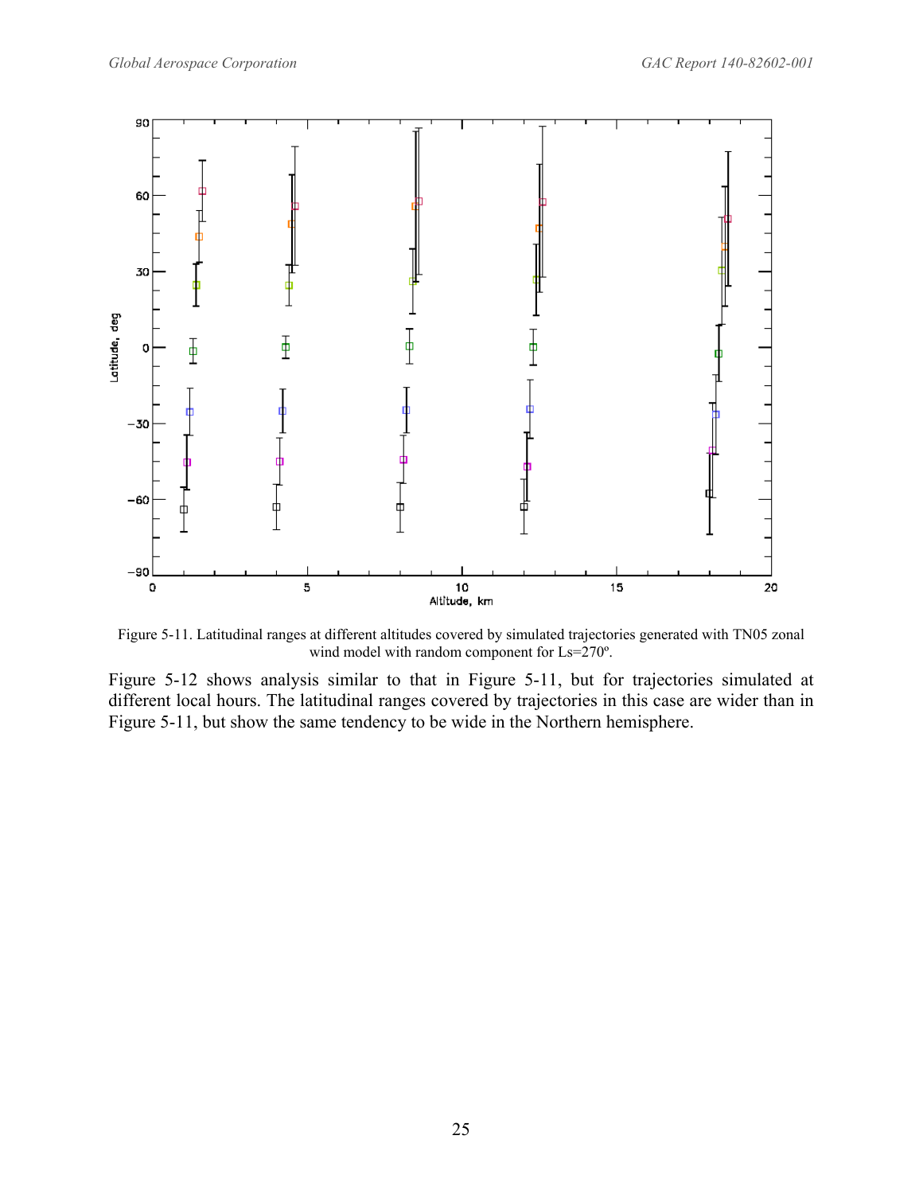Figure 5-11. Latitudinal ranges at different altitudes covered by simulated trajectories generated with TN05 zonal wind model with random component for Ls=270º.

Figure 5-12 shows analysis similar to that in Figure 5-11, but for trajectories simulated at different local hours. The latitudinal ranges covered by trajectories in this case are wider than in Figure 5-11, but show the same tendency to be wide in the Northern hemisphere.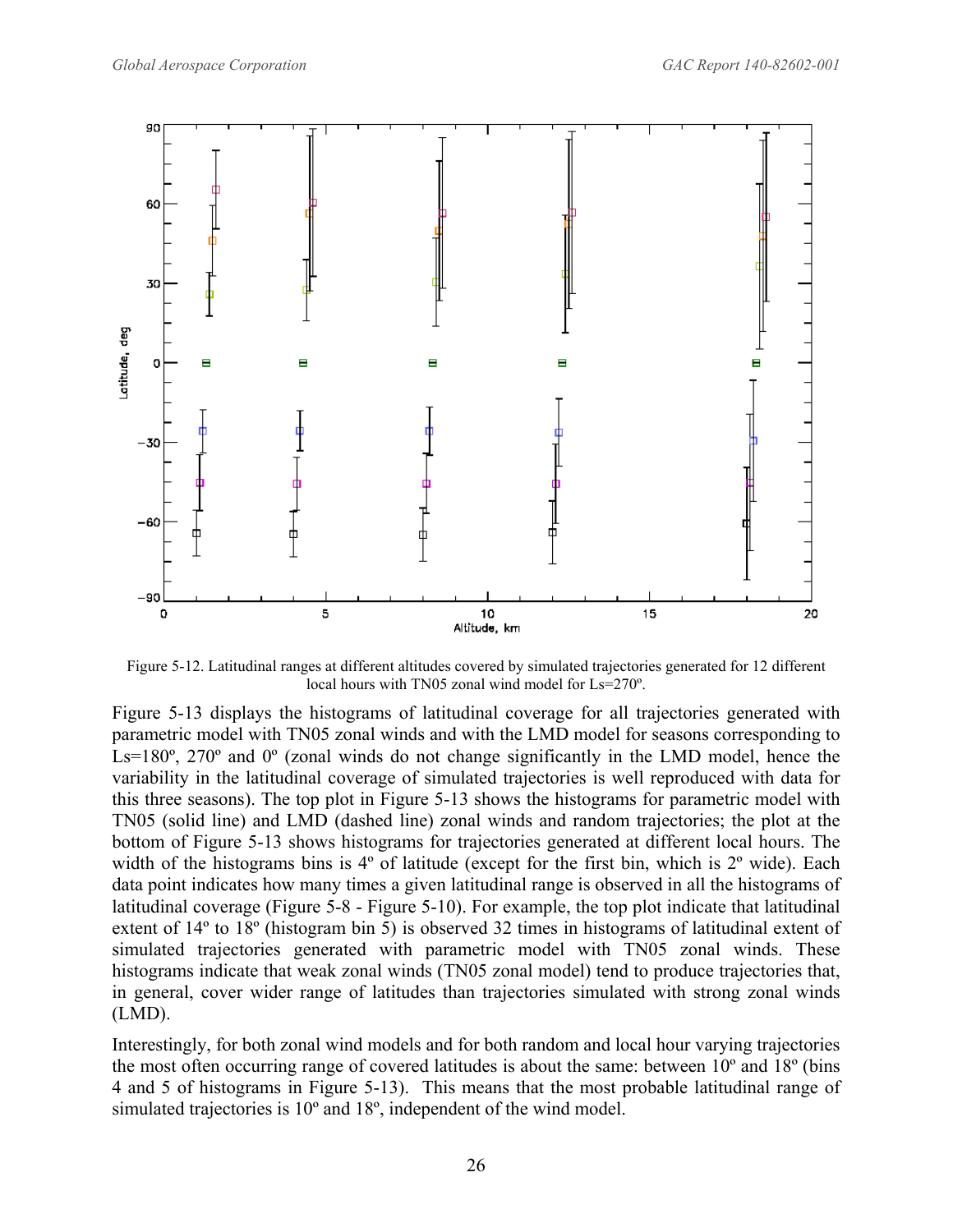Figure 5-12. Latitudinal ranges at different altitudes covered by simulated trajectories generated for 12 different local hours with TN05 zonal wind model for Ls=270º.

Figure 5-13 displays the histograms of latitudinal coverage for all trajectories generated with parametric model with TN05 zonal winds and with the LMD model for seasons corresponding to Ls=180º, 270º and 0º (zonal winds do not change significantly in the LMD model, hence the variability in the latitudinal coverage of simulated trajectories is well reproduced with data for this three seasons). The top plot in Figure 5-13 shows the histograms for parametric model with TN05 (solid line) and LMD (dashed line) zonal winds and random trajectories; the plot at the bottom of Figure 5-13 shows histograms for trajectories generated at different local hours. The width of the histograms bins is 4º of latitude (except for the first bin, which is 2º wide). Each data point indicates how many times a given latitudinal range is observed in all the histograms of latitudinal coverage (Figure 5-8 - Figure 5-10). For example, the top plot indicate that latitudinal extent of 14º to 18º (histogram bin 5) is observed 32 times in histograms of latitudinal extent of simulated trajectories generated with parametric model with TN05 zonal winds. These histograms indicate that weak zonal winds (TN05 zonal model) tend to produce trajectories that, in general, cover wider range of latitudes than trajectories simulated with strong zonal winds (LMD).

Interestingly, for both zonal wind models and for both random and local hour varying trajectories the most often occurring range of covered latitudes is about the same: between 10º and 18º (bins 4 and 5 of histograms in Figure 5-13). This means that the most probable latitudinal range of simulated trajectories is 10º and 18º, independent of the wind model.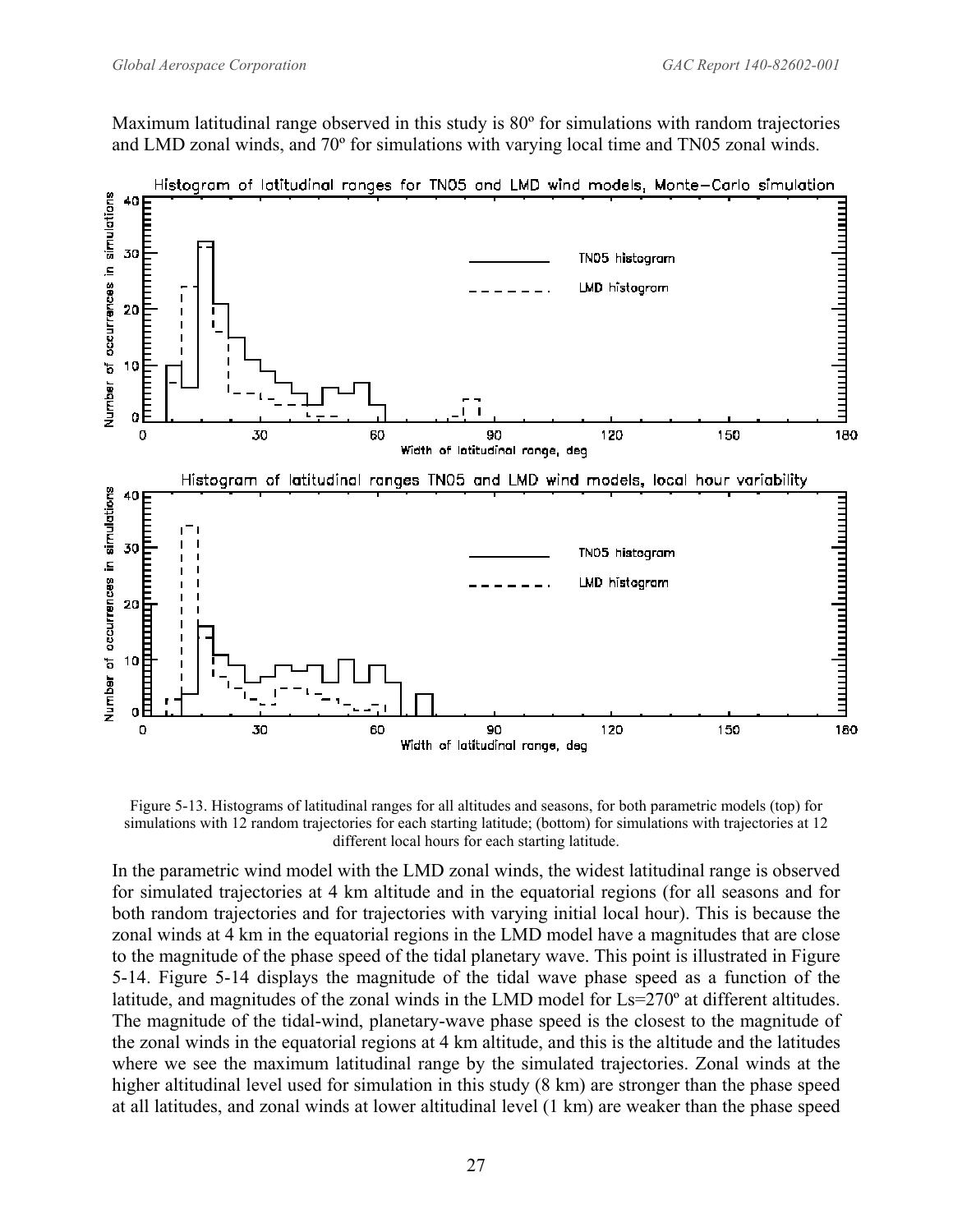Maximum latitudinal range observed in this study is 80º for simulations with random trajectories and LMD zonal winds, and 70º for simulations with varying local time and TN05 zonal winds.

Figure 5-13. Histograms of latitudinal ranges for all altitudes and seasons, for both parametric models (top) for simulations with 12 random trajectories for each starting latitude; (bottom) for simulations with trajectories at 12 different local hours for each starting latitude.

In the parametric wind model with the LMD zonal winds, the widest latitudinal range is observed for simulated trajectories at 4 km altitude and in the equatorial regions (for all seasons and for both random trajectories and for trajectories with varying initial local hour). This is because the zonal winds at 4 km in the equatorial regions in the LMD model have a magnitudes that are close to the magnitude of the phase speed of the tidal planetary wave. This point is illustrated in Figure 5-14. Figure 5-14 displays the magnitude of the tidal wave phase speed as a function of the latitude, and magnitudes of the zonal winds in the LMD model for Ls=270º at different altitudes. The magnitude of the tidal-wind, planetary-wave phase speed is the closest to the magnitude of the zonal winds in the equatorial regions at 4 km altitude, and this is the altitude and the latitudes where we see the maximum latitudinal range by the simulated trajectories. Zonal winds at the higher altitudinal level used for simulation in this study (8 km) are stronger than the phase speed at all latitudes, and zonal winds at lower altitudinal level (1 km) are weaker than the phase speed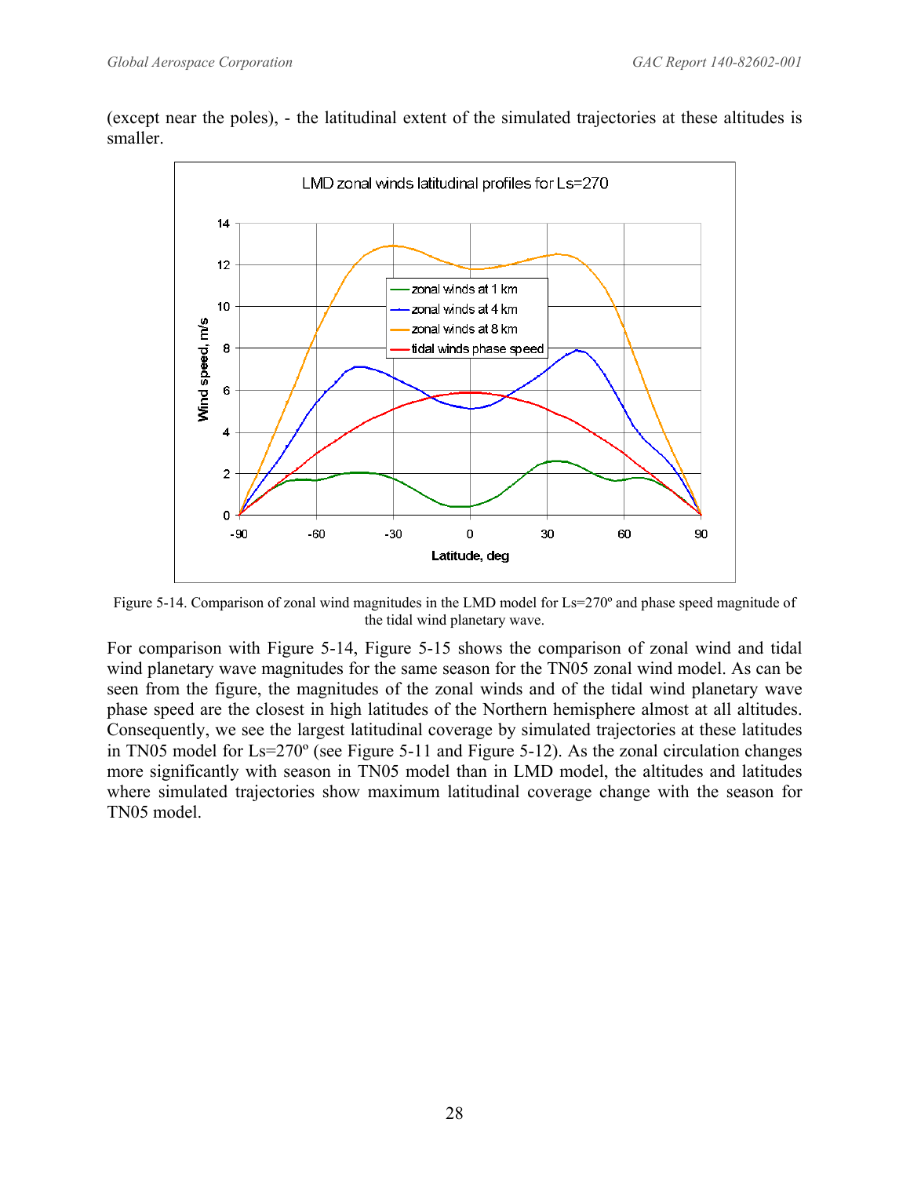(except near the poles), - the latitudinal extent of the simulated trajectories at these altitudes is smaller.

Figure 5-14. Comparison of zonal wind magnitudes in the LMD model for Ls=270º and phase speed magnitude of the tidal wind planetary wave.

For comparison with Figure 5-14, Figure 5-15 shows the comparison of zonal wind and tidal wind planetary wave magnitudes for the same season for the TN05 zonal wind model. As can be seen from the figure, the magnitudes of the zonal winds and of the tidal wind planetary wave phase speed are the closest in high latitudes of the Northern hemisphere almost at all altitudes. Consequently, we see the largest latitudinal coverage by simulated trajectories at these latitudes in TN05 model for Ls=270º (see Figure 5-11 and Figure 5-12). As the zonal circulation changes more significantly with season in TN05 model than in LMD model, the altitudes and latitudes where simulated trajectories show maximum latitudinal coverage change with the season for TN05 model.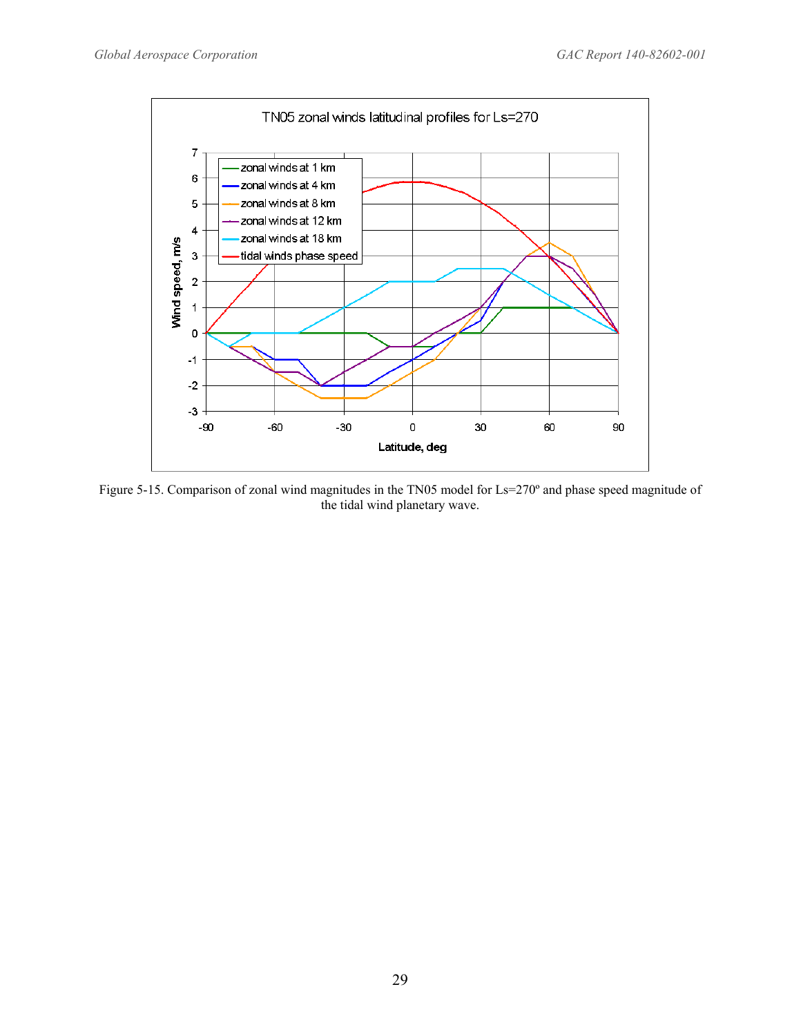Figure 5-15. Comparison of zonal wind magnitudes in the TN05 model for Ls=270º and phase speed magnitude of the tidal wind planetary wave.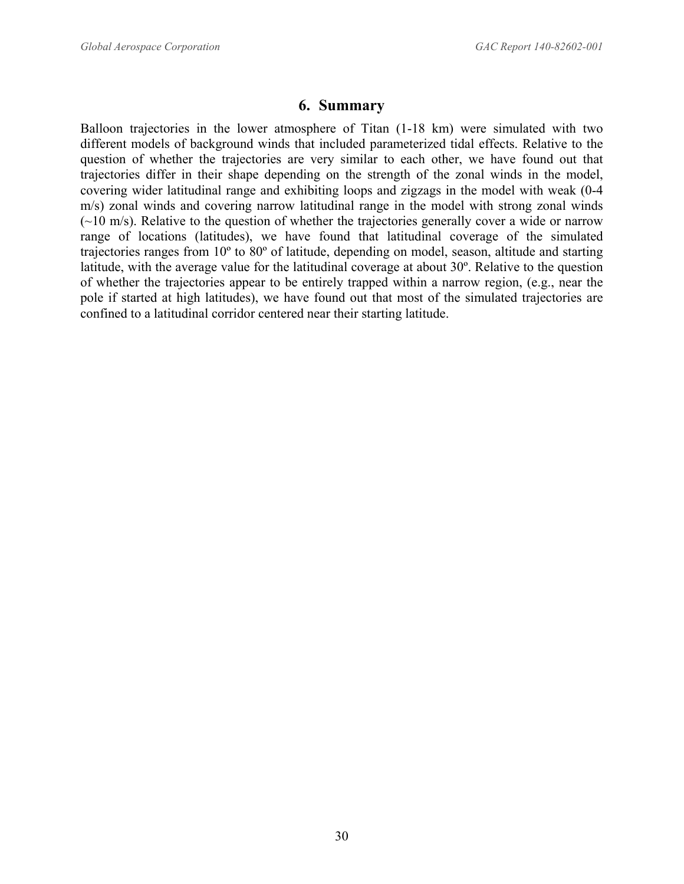# 6. Summary

Balloon trajectories in the lower atmosphere of Titan (1-18 km) were simulated with two different models of background winds that included parameterized tidal effects. Relative to the question of whether the trajectories are very similar to each other, we have found out that trajectories differ in their shape depending on the strength of the zonal winds in the model, covering wider latitudinal range and exhibiting loops and zigzags in the model with weak (0-4 m/s) zonal winds and covering narrow latitudinal range in the model with strong zonal winds (~10 m/s). Relative to the question of whether the trajectories generally cover a wide or narrow range of locations (latitudes), we have found that latitudinal coverage of the simulated trajectories ranges from 10º to 80º of latitude, depending on model, season, altitude and starting latitude, with the average value for the latitudinal coverage at about 30º. Relative to the question of whether the trajectories appear to be entirely trapped within a narrow region, (e.g., near the pole if started at high latitudes), we have found out that most of the simulated trajectories are confined to a latitudinal corridor centered near their starting latitude.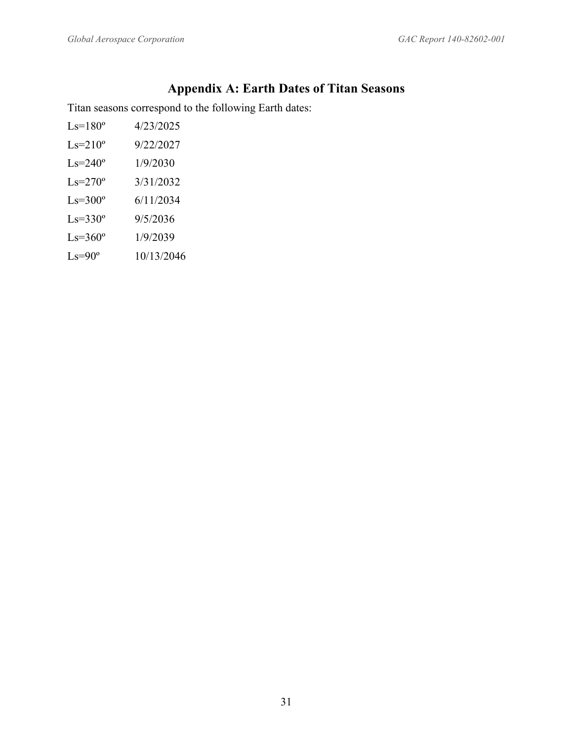# Appendix A: Earth Dates of Titan Seasons

Titan seasons correspond to the following Earth dates:

| | |
|---|---|
| Ls=180º | 4/23/2025 |
| Ls=210º | 9/22/2027 |
| Ls=240º | 1/9/2030 |
| Ls=270º | 3/31/2032 |
| Ls=300º | 6/11/2034 |
| Ls=330º | 9/5/2036 |
| Ls=360º | 1/9/2039 |
| Ls=90º | 10/13/2046 |